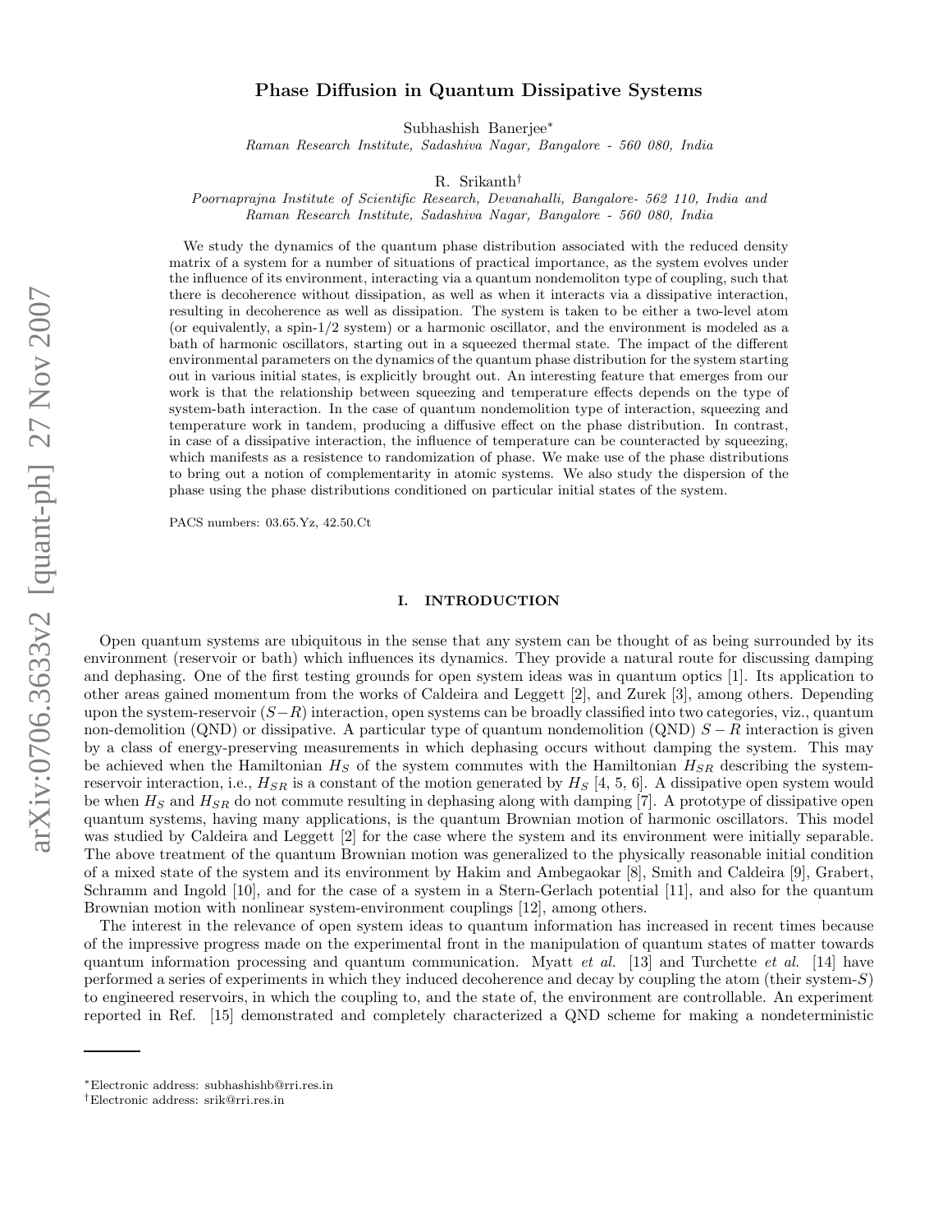# Phase Diffusion in Quantum Dissipative Systems

Subhashish Banerjee[∗]

*Raman Research Institute, Sadashiva Nagar, Bangalore - 560 080, India*

R. Srikanth[†]

*Poornaprajna Institute of Scientific Research, Devanahalli, Bangalore- 562 110, India and Raman Research Institute, Sadashiva Nagar, Bangalore - 560 080, India*

We study the dynamics of the quantum phase distribution associated with the reduced density matrix of a system for a number of situations of practical importance, as the system evolves under the influence of its environment, interacting via a quantum nondemoliton type of coupling, such that there is decoherence without dissipation, as well as when it interacts via a dissipative interaction, resulting in decoherence as well as dissipation. The system is taken to be either a two-level atom (or equivalently, a spin-1/2 system) or a harmonic oscillator, and the environment is modeled as a bath of harmonic oscillators, starting out in a squeezed thermal state. The impact of the different environmental parameters on the dynamics of the quantum phase distribution for the system starting out in various initial states, is explicitly brought out. An interesting feature that emerges from our work is that the relationship between squeezing and temperature effects depends on the type of system-bath interaction. In the case of quantum nondemolition type of interaction, squeezing and temperature work in tandem, producing a diffusive effect on the phase distribution. In contrast, in case of a dissipative interaction, the influence of temperature can be counteracted by squeezing, which manifests as a resistence to randomization of phase. We make use of the phase distributions to bring out a notion of complementarity in atomic systems. We also study the dispersion of the phase using the phase distributions conditioned on particular initial states of the system.

PACS numbers: 03.65.Yz, 42.50.Ct

## I. INTRODUCTION

Open quantum systems are ubiquitous in the sense that any system can be thought of as being surrounded by its environment (reservoir or bath) which influences its dynamics. They provide a natural route for discussing damping and dephasing. One of the first testing grounds for open system ideas was in quantum optics [1]. Its application to other areas gained momentum from the works of Caldeira and Leggett [2], and Zurek [3], among others. Depending upon the system-reservoir ($S-R$) interaction, open systems can be broadly classified into two categories, viz., quantum non-demolition (QND) or dissipative. A particular type of quantum nondemolition (QND) $S-R$ interaction is given by a class of energy-preserving measurements in which dephasing occurs without damping the system. This may be achieved when the Hamiltonian $H_S$ of the system commutes with the Hamiltonian $H_{SR}$ describing the system-reservoir interaction, i.e., $H_{SR}$ is a constant of the motion generated by $H_S$ [4, 5, 6]. A dissipative open system would be when $H_S$ and $H_{SR}$ do not commute resulting in dephasing along with damping [7]. A prototype of dissipative open quantum systems, having many applications, is the quantum Brownian motion of harmonic oscillators. This model was studied by Caldeira and Leggett [2] for the case where the system and its environment were initially separable. The above treatment of the quantum Brownian motion was generalized to the physically reasonable initial condition of a mixed state of the system and its environment by Hakim and Ambegaokar [8], Smith and Caldeira [9], Grabert, Schramm and Ingold [10], and for the case of a system in a Stern-Gerlach potential [11], and also for the quantum Brownian motion with nonlinear system-environment couplings [12], among others.

The interest in the relevance of open system ideas to quantum information has increased in recent times because of the impressive progress made on the experimental front in the manipulation of quantum states of matter towards quantum information processing and quantum communication. Myatt *et al.* [13] and Turchette *et al.* [14] have performed a series of experiments in which they induced decoherence and decay by coupling the atom (their system-$S$) to engineered reservoirs, in which the coupling to, and the state of, the environment are controllable. An experiment reported in Ref. [15] demonstrated and completely characterized a QND scheme for making a nondeterministic

---

[∗]Electronic address: subhashishb@rri.res.in

[†]Electronic address: srik@rri.res.in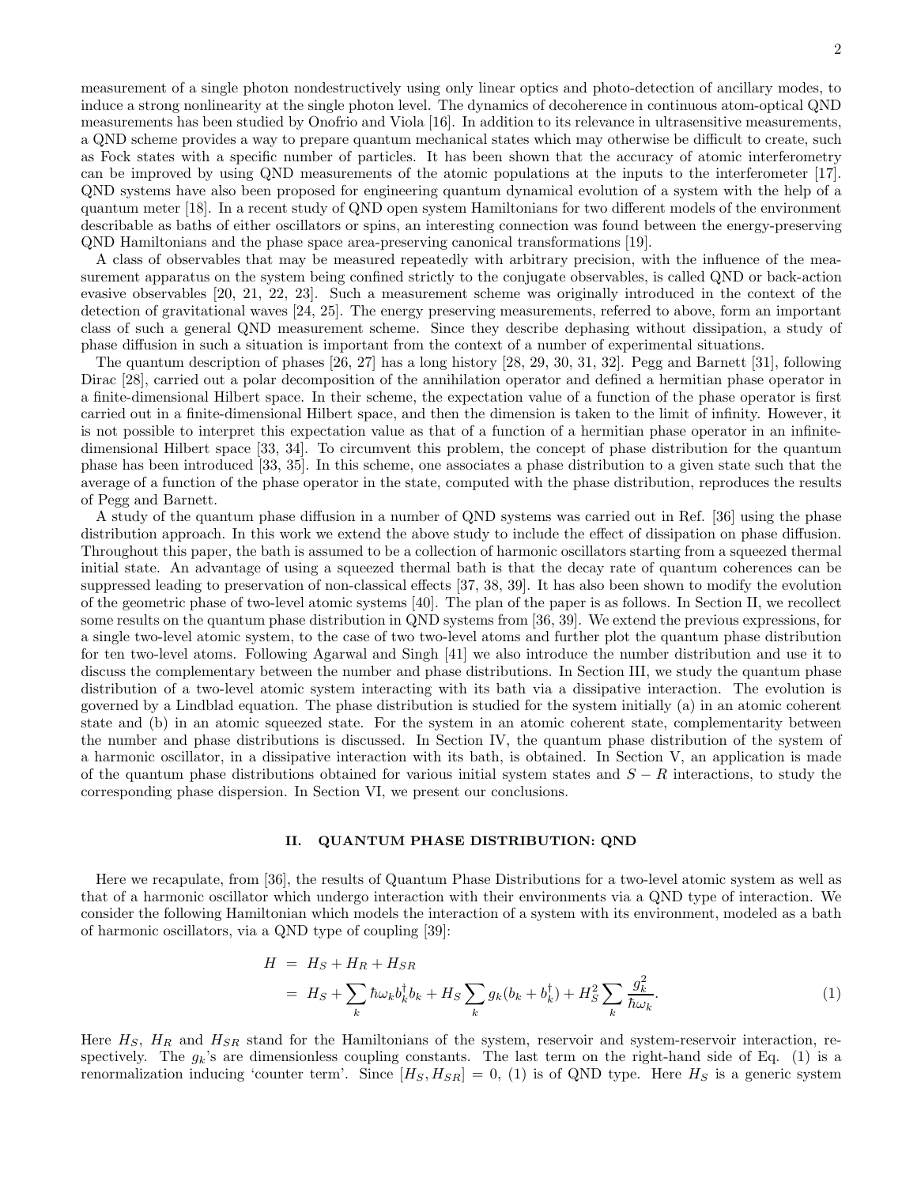measurement of a single photon nondestructively using only linear optics and photo-detection of ancillary modes, to induce a strong nonlinearity at the single photon level. The dynamics of decoherence in continuous atom-optical QND measurements has been studied by Onofrio and Viola [16]. In addition to its relevance in ultrasensitive measurements, a QND scheme provides a way to prepare quantum mechanical states which may otherwise be difficult to create, such as Fock states with a specific number of particles. It has been shown that the accuracy of atomic interferometry can be improved by using QND measurements of the atomic populations at the inputs to the interferometer [17]. QND systems have also been proposed for engineering quantum dynamical evolution of a system with the help of a quantum meter [18]. In a recent study of QND open system Hamiltonians for two different models of the environment describable as baths of either oscillators or spins, an interesting connection was found between the energy-preserving QND Hamiltonians and the phase space area-preserving canonical transformations [19].

A class of observables that may be measured repeatedly with arbitrary precision, with the influence of the measurement apparatus on the system being confined strictly to the conjugate observables, is called QND or back-action evasive observables [20, 21, 22, 23]. Such a measurement scheme was originally introduced in the context of the detection of gravitational waves [24, 25]. The energy preserving measurements, referred to above, form an important class of such a general QND measurement scheme. Since they describe dephasing without dissipation, a study of phase diffusion in such a situation is important from the context of a number of experimental situations.

The quantum description of phases [26, 27] has a long history [28, 29, 30, 31, 32]. Pegg and Barnett [31], following Dirac [28], carried out a polar decomposition of the annihilation operator and defined a hermitian phase operator in a finite-dimensional Hilbert space. In their scheme, the expectation value of a function of the phase operator is first carried out in a finite-dimensional Hilbert space, and then the dimension is taken to the limit of infinity. However, it is not possible to interpret this expectation value as that of a function of a hermitian phase operator in an infinite-dimensional Hilbert space [33, 34]. To circumvent this problem, the concept of phase distribution for the quantum phase has been introduced [33, 35]. In this scheme, one associates a phase distribution to a given state such that the average of a function of the phase operator in the state, computed with the phase distribution, reproduces the results of Pegg and Barnett.

A study of the quantum phase diffusion in a number of QND systems was carried out in Ref. [36] using the phase distribution approach. In this work we extend the above study to include the effect of dissipation on phase diffusion. Throughout this paper, the bath is assumed to be a collection of harmonic oscillators starting from a squeezed thermal initial state. An advantage of using a squeezed thermal bath is that the decay rate of quantum coherences can be suppressed leading to preservation of non-classical effects [37, 38, 39]. It has also been shown to modify the evolution of the geometric phase of two-level atomic systems [40]. The plan of the paper is as follows. In Section II, we recollect some results on the quantum phase distribution in QND systems from [36, 39]. We extend the previous expressions, for a single two-level atomic system, to the case of two two-level atoms and further plot the quantum phase distribution for ten two-level atoms. Following Agarwal and Singh [41] we also introduce the number distribution and use it to discuss the complementary between the number and phase distributions. In Section III, we study the quantum phase distribution of a two-level atomic system interacting with its bath via a dissipative interaction. The evolution is governed by a Lindblad equation. The phase distribution is studied for the system initially (a) in an atomic coherent state and (b) in an atomic squeezed state. For the system in an atomic coherent state, complementarity between the number and phase distributions is discussed. In Section IV, the quantum phase distribution of the system of a harmonic oscillator, in a dissipative interaction with its bath, is obtained. In Section V, an application is made of the quantum phase distributions obtained for various initial system states and $S-R$ interactions, to study the corresponding phase dispersion. In Section VI, we present our conclusions.

## II. QUANTUM PHASE DISTRIBUTION: QND

Here we recapulate, from [36], the results of Quantum Phase Distributions for a two-level atomic system as well as that of a harmonic oscillator which undergo interaction with their environments via a QND type of interaction. We consider the following Hamiltonian which models the interaction of a system with its environment, modeled as a bath of harmonic oscillators, via a QND type of coupling [39]:

$$
\begin{aligned}
H &= H_S + H_R + H_{SR} \\
&= H_S + \sum_k \hbar\omega_k b_k^\dagger b_k + H_S \sum_k g_k (b_k + b_k^\dagger) + H_S^2 \sum_k \frac{g_k^2}{\hbar\omega_k}.
\end{aligned}
\tag{1}
$$

Here $H_S$, $H_R$ and $H_{SR}$ stand for the Hamiltonians of the system, reservoir and system-reservoir interaction, respectively. The $g_k$'s are dimensionless coupling constants. The last term on the right-hand side of Eq. (1) is a renormalization inducing 'counter term'. Since $[H_S, H_{SR}] = 0$, (1) is of QND type. Here $H_S$ is a generic system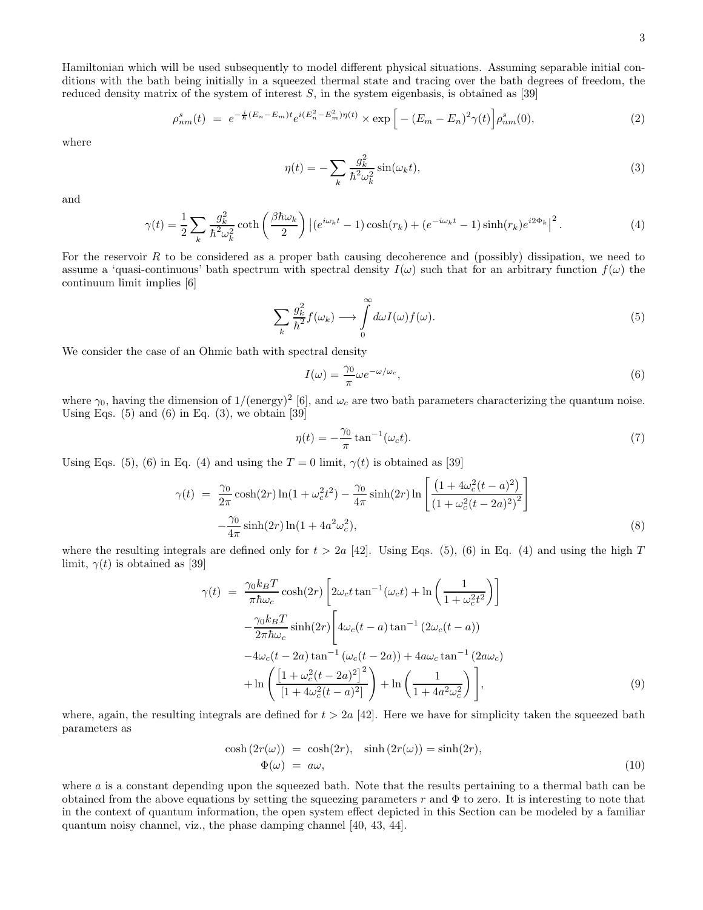Hamiltonian which will be used subsequently to model different physical situations. Assuming separable initial conditions with the bath being initially in a squeezed thermal state and tracing over the bath degrees of freedom, the reduced density matrix of the system of interest $S$, in the system eigenbasis, is obtained as [39]

$$\rho^s_{nm}(t) \;=\; e^{-\frac{i}{\hbar}(E_n-E_m)t} e^{i(E_n^2-E_m^2)\eta(t)} \times \exp\Big[-(E_m-E_n)^2\gamma(t)\Big]\rho^s_{nm}(0), \tag{2}$$

where

$$\eta(t) = -\sum_k \frac{g_k^2}{\hbar^2\omega_k^2}\sin(\omega_k t), \tag{3}$$

and

$$\gamma(t) = \frac{1}{2}\sum_k \frac{g_k^2}{\hbar^2\omega_k^2}\coth\left(\frac{\beta\hbar\omega_k}{2}\right)\left|(e^{i\omega_k t}-1)\cosh(r_k) + (e^{-i\omega_k t}-1)\sinh(r_k)e^{i2\Phi_k}\right|^2. \tag{4}$$

For the reservoir $R$ to be considered as a proper bath causing decoherence and (possibly) dissipation, we need to assume a 'quasi-continuous' bath spectrum with spectral density $I(\omega)$ such that for an arbitrary function $f(\omega)$ the continuum limit implies [6]

$$\sum_k \frac{g_k^2}{\hbar^2} f(\omega_k) \longrightarrow \int_0^\infty d\omega I(\omega) f(\omega). \tag{5}$$

We consider the case of an Ohmic bath with spectral density

$$I(\omega) = \frac{\gamma_0}{\pi}\omega e^{-\omega/\omega_c}, \tag{6}$$

where $\gamma_0$, having the dimension of $1/(\text{energy})^2$ [6], and $\omega_c$ are two bath parameters characterizing the quantum noise. Using Eqs. (5) and (6) in Eq. (3), we obtain [39]

$$\eta(t) = -\frac{\gamma_0}{\pi}\tan^{-1}(\omega_c t). \tag{7}$$

Using Eqs. (5), (6) in Eq. (4) and using the $T = 0$ limit, $\gamma(t)$ is obtained as [39]

$$\begin{aligned}\gamma(t) \;=\; & \frac{\gamma_0}{2\pi}\cosh(2r)\ln(1+\omega_c^2 t^2) - \frac{\gamma_0}{4\pi}\sinh(2r)\ln\left[\frac{\left(1+4\omega_c^2(t-a)^2\right)}{\left(1+\omega_c^2(t-2a)^2\right)^2}\right] \\ & -\frac{\gamma_0}{4\pi}\sinh(2r)\ln(1+4a^2\omega_c^2),\end{aligned} \tag{8}$$

where the resulting integrals are defined only for $t > 2a$ [42]. Using Eqs. (5), (6) in Eq. (4) and using the high $T$ limit, $\gamma(t)$ is obtained as [39]

$$\begin{aligned}\gamma(t) \;=\; & \frac{\gamma_0 k_B T}{\pi\hbar\omega_c}\cosh(2r)\left[2\omega_c t\tan^{-1}(\omega_c t) + \ln\left(\frac{1}{1+\omega_c^2 t^2}\right)\right] \\ & -\frac{\gamma_0 k_B T}{2\pi\hbar\omega_c}\sinh(2r)\Bigg[4\omega_c(t-a)\tan^{-1}\left(2\omega_c(t-a)\right) \\ & -4\omega_c(t-2a)\tan^{-1}\left(\omega_c(t-2a)\right) + 4a\omega_c\tan^{-1}\left(2a\omega_c\right) \\ & +\ln\left(\frac{\left[1+\omega_c^2(t-2a)^2\right]^2}{\left[1+4\omega_c^2(t-a)^2\right]}\right) + \ln\left(\frac{1}{1+4a^2\omega_c^2}\right)\Bigg],\end{aligned} \tag{9}$$

where, again, the resulting integrals are defined for $t > 2a$ [42]. Here we have for simplicity taken the squeezed bath parameters as

$$\begin{aligned}\cosh\left(2r(\omega)\right) \;&=\; \cosh(2r), \quad \sinh\left(2r(\omega)\right) = \sinh(2r), \\ \Phi(\omega) \;&=\; a\omega,\end{aligned} \tag{10}$$

where $a$ is a constant depending upon the squeezed bath. Note that the results pertaining to a thermal bath can be obtained from the above equations by setting the squeezing parameters $r$ and $\Phi$ to zero. It is interesting to note that in the context of quantum information, the open system effect depicted in this Section can be modeled by a familiar quantum noisy channel, viz., the phase damping channel [40, 43, 44].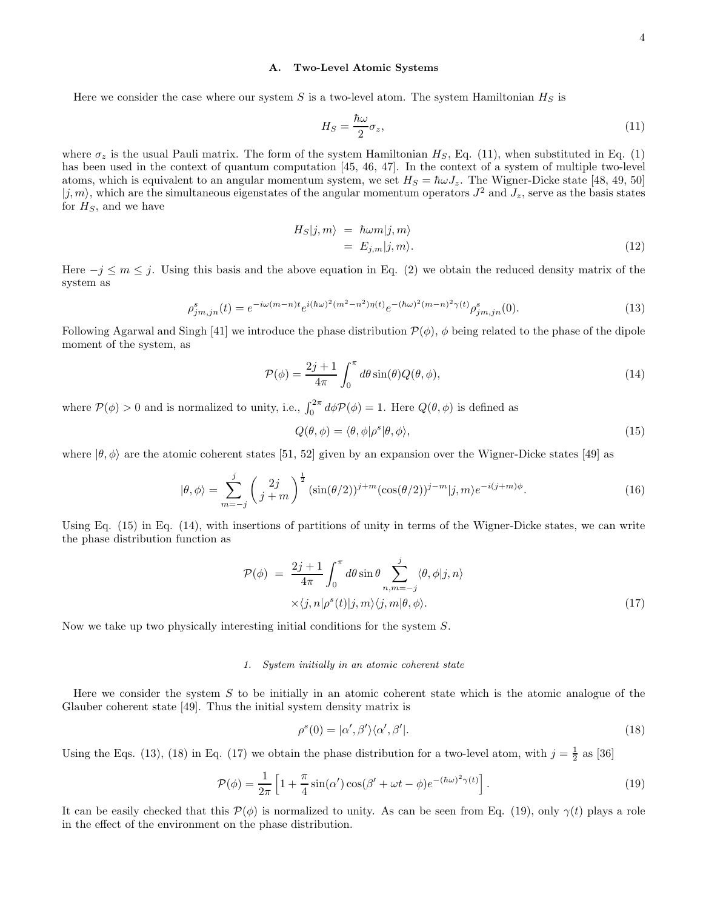### A. Two-Level Atomic Systems

Here we consider the case where our system $S$ is a two-level atom. The system Hamiltonian $H_S$ is

$$H_S = \frac{\hbar\omega}{2}\sigma_z, \tag{11}$$

where $\sigma_z$ is the usual Pauli matrix. The form of the system Hamiltonian $H_S$, Eq. (11), when substituted in Eq. (1) has been used in the context of quantum computation [45, 46, 47]. In the context of a system of multiple two-level atoms, which is equivalent to an angular momentum system, we set $H_S = \hbar\omega J_z$. The Wigner-Dicke state [48, 49, 50] $|j, m\rangle$, which are the simultaneous eigenstates of the angular momentum operators $J^2$ and $J_z$, serve as the basis states for $H_S$, and we have

$$\begin{aligned} H_S|j, m\rangle &= \hbar\omega m|j, m\rangle \\ &= E_{j,m}|j, m\rangle. \end{aligned} \tag{12}$$

Here $-j \leq m \leq j$. Using this basis and the above equation in Eq. (2) we obtain the reduced density matrix of the system as

$$\rho^s_{jm,jn}(t) = e^{-i\omega(m-n)t} e^{i(\hbar\omega)^2(m^2-n^2)\eta(t)} e^{-(\hbar\omega)^2(m-n)^2\gamma(t)} \rho^s_{jm,jn}(0). \tag{13}$$

Following Agarwal and Singh [41] we introduce the phase distribution $\mathcal{P}(\phi)$, $\phi$ being related to the phase of the dipole moment of the system, as

$$\mathcal{P}(\phi) = \frac{2j+1}{4\pi} \int_0^{\pi} d\theta \sin(\theta) Q(\theta, \phi), \tag{14}$$

where $\mathcal{P}(\phi) > 0$ and is normalized to unity, i.e., $\int_0^{2\pi} d\phi \mathcal{P}(\phi) = 1$. Here $Q(\theta, \phi)$ is defined as

$$Q(\theta, \phi) = \langle\theta, \phi|\rho^s|\theta, \phi\rangle, \tag{15}$$

where $|\theta, \phi\rangle$ are the atomic coherent states [51, 52] given by an expansion over the Wigner-Dicke states [49] as

$$|\theta, \phi\rangle = \sum_{m=-j}^{j} \begin{pmatrix} 2j \\ j+m \end{pmatrix}^{\frac{1}{2}} (\sin(\theta/2))^{j+m} (\cos(\theta/2))^{j-m} |j, m\rangle e^{-i(j+m)\phi}. \tag{16}$$

Using Eq. (15) in Eq. (14), with insertions of partitions of unity in terms of the Wigner-Dicke states, we can write the phase distribution function as

$$\begin{aligned} \mathcal{P}(\phi) &= \frac{2j+1}{4\pi} \int_0^{\pi} d\theta \sin\theta \sum_{n,m=-j}^{j} \langle\theta, \phi|j, n\rangle \\ &\quad \times \langle j, n|\rho^s(t)|j, m\rangle\langle j, m|\theta, \phi\rangle. \end{aligned} \tag{17}$$

Now we take up two physically interesting initial conditions for the system $S$.

#### 1. System initially in an atomic coherent state

Here we consider the system $S$ to be initially in an atomic coherent state which is the atomic analogue of the Glauber coherent state [49]. Thus the initial system density matrix is

$$\rho^s(0) = |\alpha', \beta'\rangle\langle\alpha', \beta'|. \tag{18}$$

Using the Eqs. (13), (18) in Eq. (17) we obtain the phase distribution for a two-level atom, with $j = \frac{1}{2}$ as [36]

$$\mathcal{P}(\phi) = \frac{1}{2\pi}\left[1 + \frac{\pi}{4}\sin(\alpha')\cos(\beta' + \omega t - \phi) e^{-(\hbar\omega)^2\gamma(t)}\right]. \tag{19}$$

It can be easily checked that this $\mathcal{P}(\phi)$ is normalized to unity. As can be seen from Eq. (19), only $\gamma(t)$ plays a role in the effect of the environment on the phase distribution.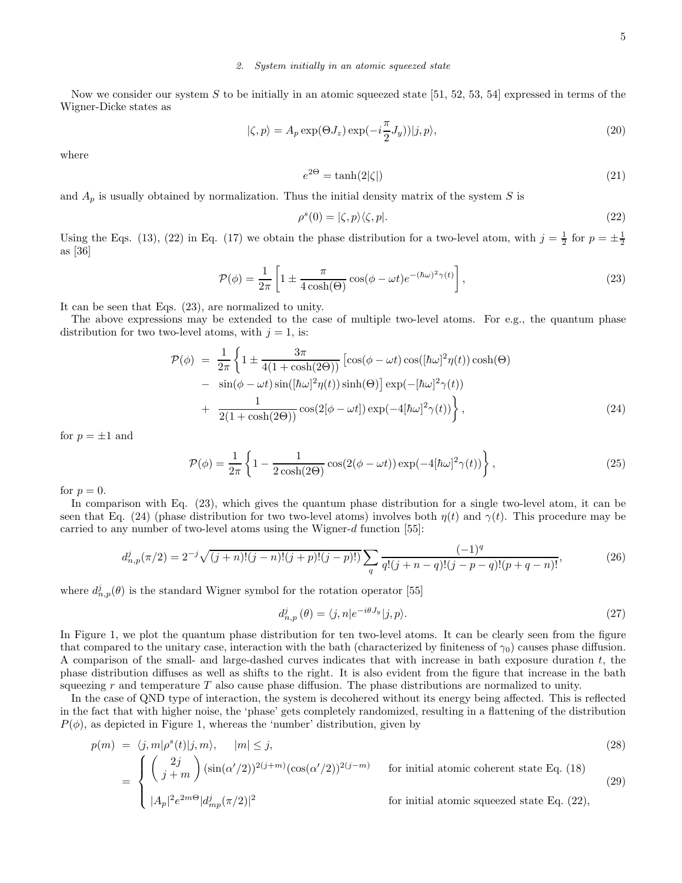### 2. System initially in an atomic squeezed state

Now we consider our system $S$ to be initially in an atomic squeezed state [51, 52, 53, 54] expressed in terms of the Wigner-Dicke states as

$$|\zeta, p\rangle = A_p \exp(\Theta J_z) \exp(-i\frac{\pi}{2} J_y))|j, p\rangle, \tag{20}$$

where

$$e^{2\Theta} = \tanh(2|\zeta|) \tag{21}$$

and $A_p$ is usually obtained by normalization. Thus the initial density matrix of the system $S$ is

$$\rho^s(0) = |\zeta, p\rangle\langle\zeta, p|. \tag{22}$$

Using the Eqs. (13), (22) in Eq. (17) we obtain the phase distribution for a two-level atom, with $j = \frac{1}{2}$ for $p = \pm\frac{1}{2}$ as [36]

$$\mathcal{P}(\phi) = \frac{1}{2\pi}\left[1 \pm \frac{\pi}{4\cosh(\Theta)}\cos(\phi - \omega t)e^{-(\hbar\omega)^2\gamma(t)}\right], \tag{23}$$

It can be seen that Eqs. (23), are normalized to unity.

The above expressions may be extended to the case of multiple two-level atoms. For e.g., the quantum phase distribution for two two-level atoms, with $j = 1$, is:

$$\begin{aligned}
\mathcal{P}(\phi) &= \frac{1}{2\pi}\left\{1 \pm \frac{3\pi}{4(1+\cosh(2\Theta))}\left[\cos(\phi - \omega t)\cos([\hbar\omega]^2\eta(t))\cosh(\Theta)\right.\right. \\
&- \left.\sin(\phi - \omega t)\sin([\hbar\omega]^2\eta(t))\sinh(\Theta)\right]\exp(-[\hbar\omega]^2\gamma(t)) \\
&+ \left.\frac{1}{2(1+\cosh(2\Theta))}\cos(2[\phi - \omega t])\exp(-4[\hbar\omega]^2\gamma(t))\right\},
\end{aligned} \tag{24}$$

for $p = \pm 1$ and

$$\mathcal{P}(\phi) = \frac{1}{2\pi}\left\{1 - \frac{1}{2\cosh(2\Theta)}\cos(2(\phi - \omega t))\exp(-4[\hbar\omega]^2\gamma(t))\right\}, \tag{25}$$

for $p = 0$.

In comparison with Eq. (23), which gives the quantum phase distribution for a single two-level atom, it can be seen that Eq. (24) (phase distribution for two two-level atoms) involves both $\eta(t)$ and $\gamma(t)$. This procedure may be carried to any number of two-level atoms using the Wigner-$d$ function [55]:

$$d^j_{n,p}(\pi/2) = 2^{-j}\sqrt{(j+n)!(j-n)!(j+p)!(j-p)!)}\sum_q \frac{(-1)^q}{q!(j+n-q)!(j-p-q)!(p+q-n)!}, \tag{26}$$

where $d^j_{n,p}(\theta)$ is the standard Wigner symbol for the rotation operator [55]

$$d^j_{n,p}(\theta) = \langle j, n|e^{-i\theta J_y}|j, p\rangle. \tag{27}$$

In Figure 1, we plot the quantum phase distribution for ten two-level atoms. It can be clearly seen from the figure that compared to the unitary case, interaction with the bath (characterized by finiteness of $\gamma_0$) causes phase diffusion. A comparison of the small- and large-dashed curves indicates that with increase in bath exposure duration $t$, the phase distribution diffuses as well as shifts to the right. It is also evident from the figure that increase in the bath squeezing $r$ and temperature $T$ also cause phase diffusion. The phase distributions are normalized to unity.

In the case of QND type of interaction, the system is decohered without its energy being affected. This is reflected in the fact that with higher noise, the 'phase' gets completely randomized, resulting in a flattening of the distribution $P(\phi)$, as depicted in Figure 1, whereas the 'number' distribution, given by

$$p(m) = \langle j, m|\rho^s(t)|j, m\rangle, \quad |m| \leq j, \tag{28}$$

$$= \begin{cases} \begin{pmatrix} 2j \\ j+m \end{pmatrix}(\sin(\alpha'/2))^{2(j+m)}(\cos(\alpha'/2))^{2(j-m)} & \text{for initial atomic coherent state Eq. (18)} \\ |A_p|^2 e^{2m\Theta}|d^j_{mp}(\pi/2)|^2 & \text{for initial atomic squeezed state Eq. (22),} \end{cases} \tag{29}$$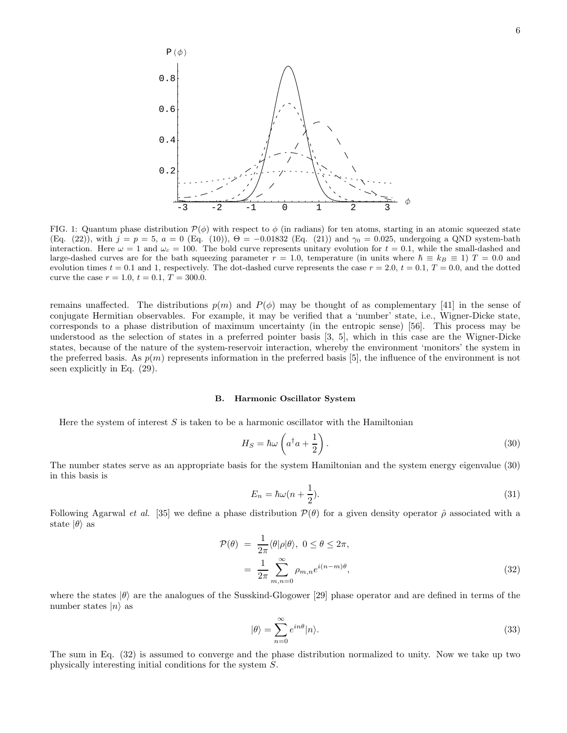FIG. 1: Quantum phase distribution $\mathcal{P}(\phi)$ with respect to $\phi$ (in radians) for ten atoms, starting in an atomic squeezed state (Eq. (22)), with $j = p = 5$, $a = 0$ (Eq. (10)), $\Theta = -0.01832$ (Eq. (21)) and $\gamma_0 = 0.025$, undergoing a QND system-bath interaction. Here $\omega = 1$ and $\omega_c = 100$. The bold curve represents unitary evolution for $t = 0.1$, while the small-dashed and large-dashed curves are for the bath squeezing parameter $r = 1.0$, temperature (in units where $\hbar \equiv k_B \equiv 1$) $T = 0.0$ and evolution times $t = 0.1$ and 1, respectively. The dot-dashed curve represents the case $r = 2.0$, $t = 0.1$, $T = 0.0$, and the dotted curve the case $r = 1.0$, $t = 0.1$, $T = 300.0$.

remains unaffected. The distributions $p(m)$ and $P(\phi)$ may be thought of as complementary [41] in the sense of conjugate Hermitian observables. For example, it may be verified that a 'number' state, i.e., Wigner-Dicke state, corresponds to a phase distribution of maximum uncertainty (in the entropic sense) [56]. This process may be understood as the selection of states in a preferred pointer basis [3, 5], which in this case are the Wigner-Dicke states, because of the nature of the system-reservoir interaction, whereby the environment 'monitors' the system in the preferred basis. As $p(m)$ represents information in the preferred basis [5], the influence of the environment is not seen explicitly in Eq. (29).

### B. Harmonic Oscillator System

Here the system of interest $S$ is taken to be a harmonic oscillator with the Hamiltonian

$$H_S = \hbar\omega \left( a^\dagger a + \frac{1}{2} \right). \tag{30}$$

The number states serve as an appropriate basis for the system Hamiltonian and the system energy eigenvalue (30) in this basis is

$$E_n = \hbar\omega(n + \frac{1}{2}). \tag{31}$$

Following Agarwal *et al.* [35] we define a phase distribution $\mathcal{P}(\theta)$ for a given density operator $\hat{\rho}$ associated with a state $|\theta\rangle$ as

$$\begin{aligned} \mathcal{P}(\theta) &= \frac{1}{2\pi}\langle\theta|\rho|\theta\rangle, \ 0 \le \theta \le 2\pi, \\ &= \frac{1}{2\pi}\sum_{m,n=0}^{\infty} \rho_{m,n} e^{i(n-m)\theta}, \end{aligned} \tag{32}$$

where the states $|\theta\rangle$ are the analogues of the Susskind-Glogower [29] phase operator and are defined in terms of the number states $|n\rangle$ as

$$|\theta\rangle = \sum_{n=0}^{\infty} e^{in\theta}|n\rangle. \tag{33}$$

The sum in Eq. (32) is assumed to converge and the phase distribution normalized to unity. Now we take up two physically interesting initial conditions for the system $S$.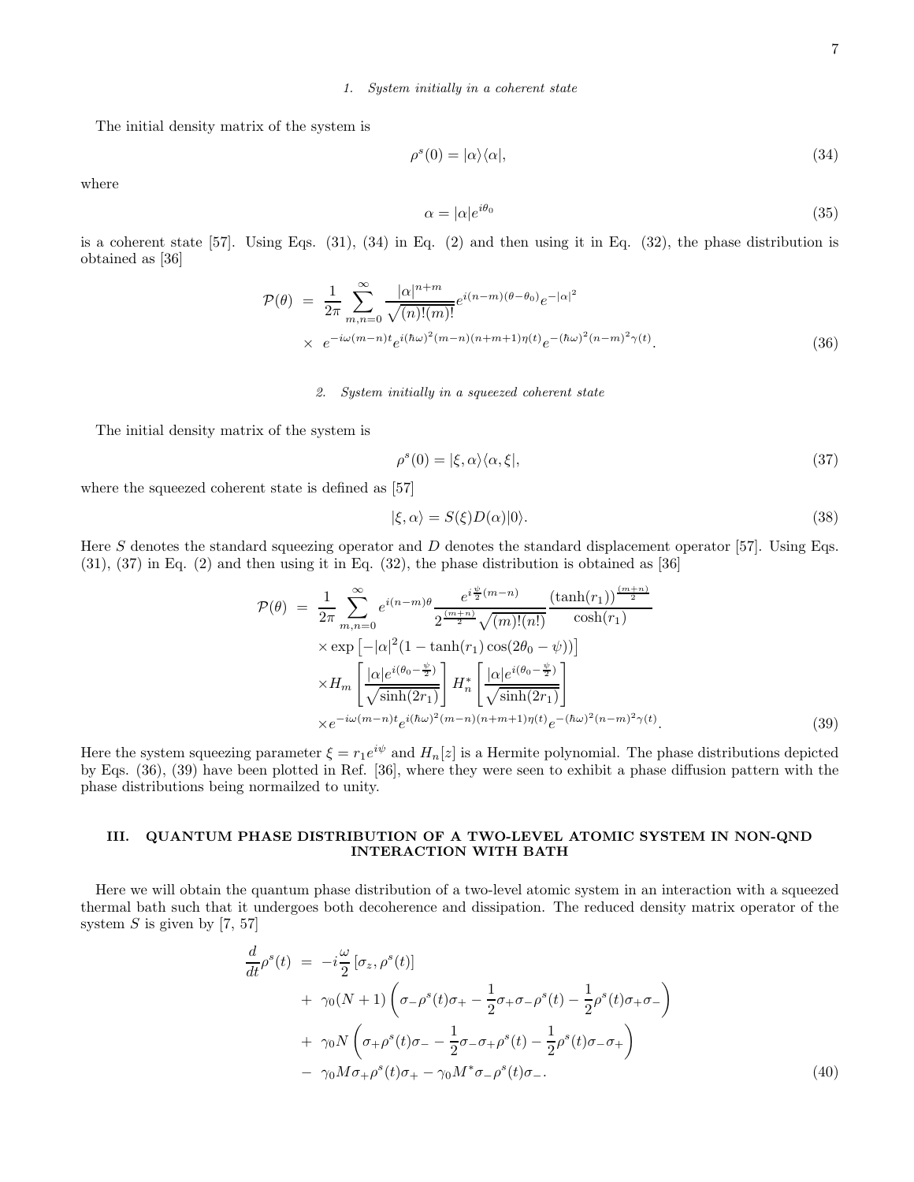#### 1. System initially in a coherent state

The initial density matrix of the system is

$$\rho^s(0) = |\alpha\rangle\langle\alpha|, \tag{34}$$

where

$$\alpha = |\alpha| e^{i\theta_0} \tag{35}$$

is a coherent state [57]. Using Eqs. (31), (34) in Eq. (2) and then using it in Eq. (32), the phase distribution is obtained as [36]

$$\begin{aligned}
\mathcal{P}(\theta) &= \frac{1}{2\pi} \sum_{m,n=0}^{\infty} \frac{|\alpha|^{n+m}}{\sqrt{(n)!(m)!}} e^{i(n-m)(\theta-\theta_0)} e^{-|\alpha|^2} \\
&\times \ e^{-i\omega(m-n)t} e^{i(\hbar\omega)^2(m-n)(n+m+1)\eta(t)} e^{-(\hbar\omega)^2(n-m)^2\gamma(t)}.
\end{aligned} \tag{36}$$

#### 2. System initially in a squeezed coherent state

The initial density matrix of the system is

$$\rho^s(0) = |\xi, \alpha\rangle\langle\alpha, \xi|, \tag{37}$$

where the squeezed coherent state is defined as [57]

$$|\xi, \alpha\rangle = S(\xi) D(\alpha)|0\rangle. \tag{38}$$

Here $S$ denotes the standard squeezing operator and $D$ denotes the standard displacement operator [57]. Using Eqs. (31), (37) in Eq. (2) and then using it in Eq. (32), the phase distribution is obtained as [36]

$$\begin{aligned}
\mathcal{P}(\theta) &= \frac{1}{2\pi} \sum_{m,n=0}^{\infty} e^{i(n-m)\theta} \frac{e^{i\frac{\psi}{2}(m-n)}}{2^{\frac{(m+n)}{2}}\sqrt{(m)!(n!)}} \frac{(\tanh(r_1))^{\frac{(m+n)}{2}}}{\cosh(r_1)} \\
&\times \exp\left[-|\alpha|^2(1-\tanh(r_1)\cos(2\theta_0-\psi))\right] \\
&\times H_m\left[\frac{|\alpha| e^{i(\theta_0-\frac{\psi}{2})}}{\sqrt{\sinh(2r_1)}}\right] H_n^*\left[\frac{|\alpha| e^{i(\theta_0-\frac{\psi}{2})}}{\sqrt{\sinh(2r_1)}}\right] \\
&\times e^{-i\omega(m-n)t} e^{i(\hbar\omega)^2(m-n)(n+m+1)\eta(t)} e^{-(\hbar\omega)^2(n-m)^2\gamma(t)}.
\end{aligned} \tag{39}$$

Here the system squeezing parameter $\xi = r_1 e^{i\psi}$ and $H_n[z]$ is a Hermite polynomial. The phase distributions depicted by Eqs. (36), (39) have been plotted in Ref. [36], where they were seen to exhibit a phase diffusion pattern with the phase distributions being normailzed to unity.

## III. QUANTUM PHASE DISTRIBUTION OF A TWO-LEVEL ATOMIC SYSTEM IN NON-QND INTERACTION WITH BATH

Here we will obtain the quantum phase distribution of a two-level atomic system in an interaction with a squeezed thermal bath such that it undergoes both decoherence and dissipation. The reduced density matrix operator of the system $S$ is given by [7, 57]

$$\begin{aligned}
\frac{d}{dt}\rho^s(t) &= -i\frac{\omega}{2}\left[\sigma_z, \rho^s(t)\right] \\
&+ \ \gamma_0(N+1)\left(\sigma_-\rho^s(t)\sigma_+ - \frac{1}{2}\sigma_+\sigma_-\rho^s(t) - \frac{1}{2}\rho^s(t)\sigma_+\sigma_-\right) \\
&+ \ \gamma_0 N\left(\sigma_+\rho^s(t)\sigma_- - \frac{1}{2}\sigma_-\sigma_+\rho^s(t) - \frac{1}{2}\rho^s(t)\sigma_-\sigma_+\right) \\
&- \ \gamma_0 M\sigma_+\rho^s(t)\sigma_+ - \gamma_0 M^*\sigma_-\rho^s(t)\sigma_-.
\end{aligned} \tag{40}$$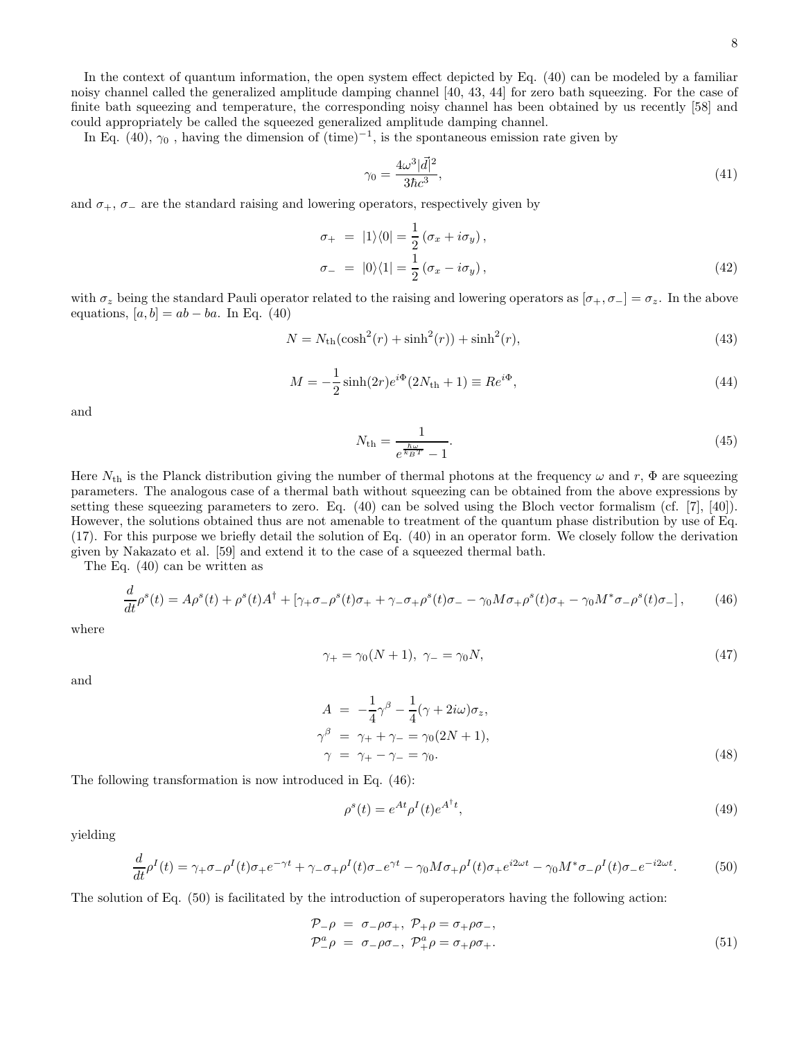In the context of quantum information, the open system effect depicted by Eq. (40) can be modeled by a familiar noisy channel called the generalized amplitude damping channel [40, 43, 44] for zero bath squeezing. For the case of finite bath squeezing and temperature, the corresponding noisy channel has been obtained by us recently [58] and could appropriately be called the squeezed generalized amplitude damping channel.

In Eq. (40), $\gamma_0$ , having the dimension of $(\text{time})^{-1}$, is the spontaneous emission rate given by

$$
\gamma_0 = \frac{4\omega^3 |\vec{d}|^2}{3\hbar c^3}, \tag{41}
$$

and $\sigma_+$, $\sigma_-$ are the standard raising and lowering operators, respectively given by

$$
\begin{aligned}
\sigma_+ &= |1\rangle\langle 0| = \frac{1}{2}\left(\sigma_x + i\sigma_y\right), \\
\sigma_- &= |0\rangle\langle 1| = \frac{1}{2}\left(\sigma_x - i\sigma_y\right),
\end{aligned} \tag{42}
$$

with $\sigma_z$ being the standard Pauli operator related to the raising and lowering operators as $[\sigma_+, \sigma_-] = \sigma_z$. In the above equations, $[a, b] = ab - ba$. In Eq. (40)

$$
N = N_{\text{th}}(\cosh^2(r) + \sinh^2(r)) + \sinh^2(r), \tag{43}
$$

$$
M = -\frac{1}{2}\sinh(2r)e^{i\Phi}(2N_{\text{th}} + 1) \equiv Re^{i\Phi}, \tag{44}
$$

and

$$
N_{\text{th}} = \frac{1}{e^{\frac{\hbar\omega}{k_B T}} - 1}. \tag{45}
$$

Here $N_{\text{th}}$ is the Planck distribution giving the number of thermal photons at the frequency $\omega$ and $r$, $\Phi$ are squeezing parameters. The analogous case of a thermal bath without squeezing can be obtained from the above expressions by setting these squeezing parameters to zero. Eq. (40) can be solved using the Bloch vector formalism (cf. [7], [40]). However, the solutions obtained thus are not amenable to treatment of the quantum phase distribution by use of Eq. (17). For this purpose we briefly detail the solution of Eq. (40) in an operator form. We closely follow the derivation given by Nakazato et al. [59] and extend it to the case of a squeezed thermal bath.

The Eq. (40) can be written as

$$
\frac{d}{dt}\rho^s(t) = A\rho^s(t) + \rho^s(t)A^\dagger + \left[\gamma_+\sigma_-\rho^s(t)\sigma_+ + \gamma_-\sigma_+\rho^s(t)\sigma_- - \gamma_0 M\sigma_+\rho^s(t)\sigma_+ - \gamma_0 M^*\sigma_-\rho^s(t)\sigma_-\right], \tag{46}
$$

where

$$
\gamma_+ = \gamma_0(N+1), \;\; \gamma_- = \gamma_0 N, \tag{47}
$$

and

$$
\begin{aligned}
A &= -\frac{1}{4}\gamma^\beta - \frac{1}{4}(\gamma + 2i\omega)\sigma_z, \\
\gamma^\beta &= \gamma_+ + \gamma_- = \gamma_0(2N+1), \\
\gamma &= \gamma_+ - \gamma_- = \gamma_0.
\end{aligned} \tag{48}
$$

The following transformation is now introduced in Eq. (46):

$$
\rho^s(t) = e^{At}\rho^I(t)e^{A^\dagger t}, \tag{49}
$$

yielding

$$
\frac{d}{dt}\rho^I(t) = \gamma_+\sigma_-\rho^I(t)\sigma_+ e^{-\gamma t} + \gamma_-\sigma_+\rho^I(t)\sigma_- e^{\gamma t} - \gamma_0 M\sigma_+\rho^I(t)\sigma_+ e^{i2\omega t} - \gamma_0 M^*\sigma_-\rho^I(t)\sigma_- e^{-i2\omega t}. \tag{50}
$$

The solution of Eq. (50) is facilitated by the introduction of superoperators having the following action:

$$
\begin{aligned}
\mathcal{P}_-\rho &= \sigma_-\rho\sigma_+, \;\; \mathcal{P}_+\rho = \sigma_+\rho\sigma_-, \\
\mathcal{P}_-^a\rho &= \sigma_-\rho\sigma_-, \;\; \mathcal{P}_+^a\rho = \sigma_+\rho\sigma_+.
\end{aligned} \tag{51}
$$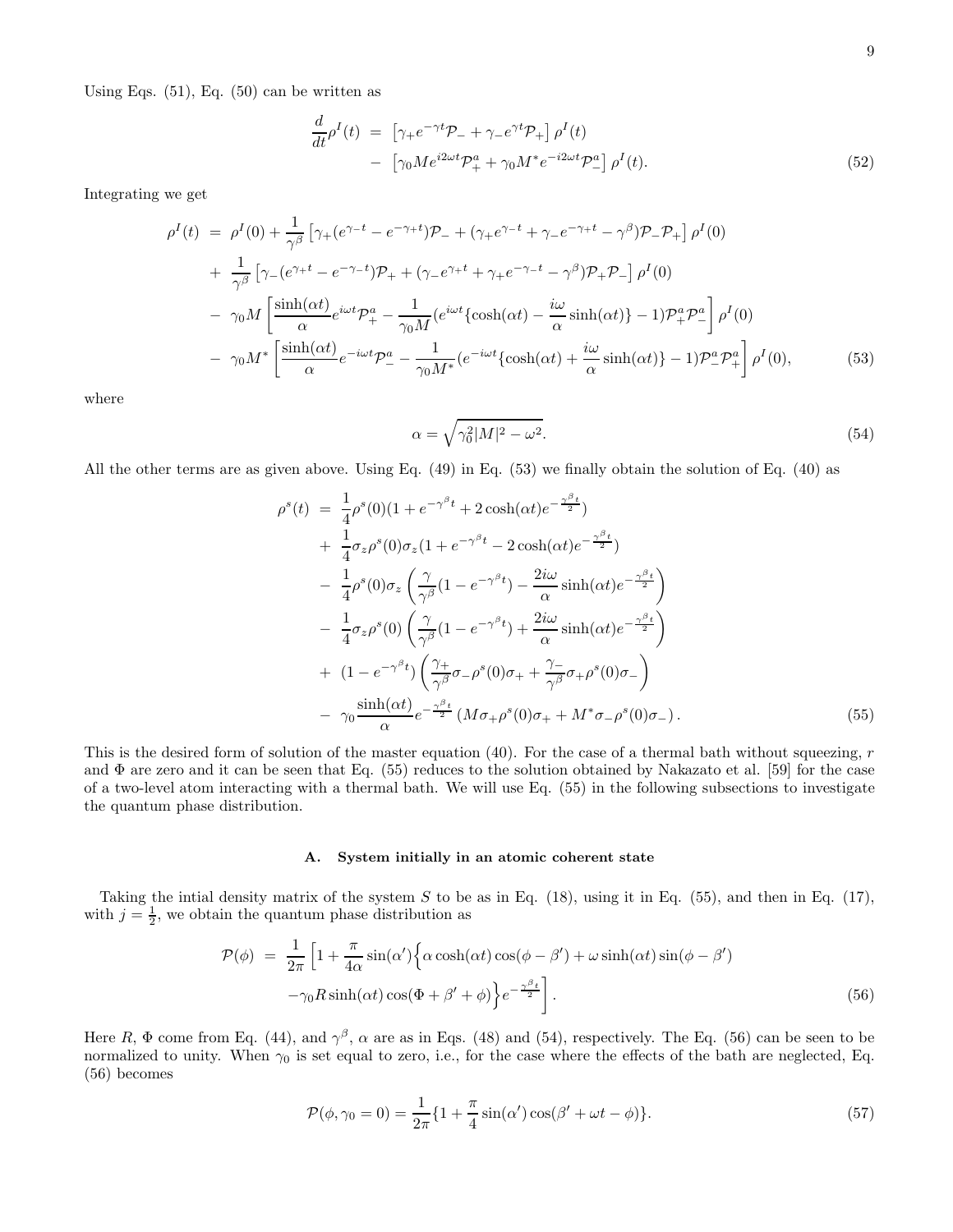Using Eqs. (51), Eq. (50) can be written as

$$
\begin{aligned}
\frac{d}{dt}\rho^I(t) &= \left[\gamma_+ e^{-\gamma t}\mathcal{P}_- + \gamma_- e^{\gamma t}\mathcal{P}_+\right]\rho^I(t) \\
&- \left[\gamma_0 M e^{i2\omega t}\mathcal{P}_+^a + \gamma_0 M^* e^{-i2\omega t}\mathcal{P}_-^a\right]\rho^I(t).
\end{aligned}
\tag{52}
$$

Integrating we get

$$
\begin{aligned}
\rho^I(t) &= \rho^I(0) + \frac{1}{\gamma^\beta}\left[\gamma_+(e^{\gamma_- t} - e^{-\gamma_+ t})\mathcal{P}_- + (\gamma_+ e^{\gamma_- t} + \gamma_- e^{-\gamma_+ t} - \gamma^\beta)\mathcal{P}_-\mathcal{P}_+\right]\rho^I(0) \\
&+ \frac{1}{\gamma^\beta}\left[\gamma_-(e^{\gamma_+ t} - e^{-\gamma_- t})\mathcal{P}_+ + (\gamma_- e^{\gamma_+ t} + \gamma_+ e^{-\gamma_- t} - \gamma^\beta)\mathcal{P}_+\mathcal{P}_-\right]\rho^I(0) \\
&- \gamma_0 M\left[\frac{\sinh(\alpha t)}{\alpha}e^{i\omega t}\mathcal{P}_+^a - \frac{1}{\gamma_0 M}(e^{i\omega t}\{\cosh(\alpha t) - \frac{i\omega}{\alpha}\sinh(\alpha t)\} - 1)\mathcal{P}_+^a\mathcal{P}_-^a\right]\rho^I(0) \\
&- \gamma_0 M^*\left[\frac{\sinh(\alpha t)}{\alpha}e^{-i\omega t}\mathcal{P}_-^a - \frac{1}{\gamma_0 M^*}(e^{-i\omega t}\{\cosh(\alpha t) + \frac{i\omega}{\alpha}\sinh(\alpha t)\} - 1)\mathcal{P}_-^a\mathcal{P}_+^a\right]\rho^I(0),
\end{aligned}
\tag{53}
$$

where

$$
\alpha = \sqrt{\gamma_0^2|M|^2 - \omega^2}. \tag{54}
$$

All the other terms are as given above. Using Eq. (49) in Eq. (53) we finally obtain the solution of Eq. (40) as

$$
\begin{aligned}
\rho^s(t) &= \frac{1}{4}\rho^s(0)(1 + e^{-\gamma^\beta t} + 2\cosh(\alpha t)e^{-\frac{\gamma^\beta t}{2}}) \\
&+ \frac{1}{4}\sigma_z\rho^s(0)\sigma_z(1 + e^{-\gamma^\beta t} - 2\cosh(\alpha t)e^{-\frac{\gamma^\beta t}{2}}) \\
&- \frac{1}{4}\rho^s(0)\sigma_z\left(\frac{\gamma}{\gamma^\beta}(1 - e^{-\gamma^\beta t}) - \frac{2i\omega}{\alpha}\sinh(\alpha t)e^{-\frac{\gamma^\beta t}{2}}\right) \\
&- \frac{1}{4}\sigma_z\rho^s(0)\left(\frac{\gamma}{\gamma^\beta}(1 - e^{-\gamma^\beta t}) + \frac{2i\omega}{\alpha}\sinh(\alpha t)e^{-\frac{\gamma^\beta t}{2}}\right) \\
&+ (1 - e^{-\gamma^\beta t})\left(\frac{\gamma_+}{\gamma^\beta}\sigma_-\rho^s(0)\sigma_+ + \frac{\gamma_-}{\gamma^\beta}\sigma_+\rho^s(0)\sigma_-\right) \\
&- \gamma_0\frac{\sinh(\alpha t)}{\alpha}e^{-\frac{\gamma^\beta t}{2}}\left(M\sigma_+\rho^s(0)\sigma_+ + M^*\sigma_-\rho^s(0)\sigma_-\right).
\end{aligned}
\tag{55}
$$

This is the desired form of solution of the master equation (40). For the case of a thermal bath without squeezing, $r$ and $\Phi$ are zero and it can be seen that Eq. (55) reduces to the solution obtained by Nakazato et al. [59] for the case of a two-level atom interacting with a thermal bath. We will use Eq. (55) in the following subsections to investigate the quantum phase distribution.

### A. System initially in an atomic coherent state

Taking the intial density matrix of the system $S$ to be as in Eq. (18), using it in Eq. (55), and then in Eq. (17), with $j = \frac{1}{2}$, we obtain the quantum phase distribution as

$$
\begin{aligned}
\mathcal{P}(\phi) &= \frac{1}{2\pi}\Big[1 + \frac{\pi}{4\alpha}\sin(\alpha')\Big\{\alpha\cosh(\alpha t)\cos(\phi - \beta') + \omega\sinh(\alpha t)\sin(\phi - \beta') \\
&-\gamma_0 R\sinh(\alpha t)\cos(\Phi + \beta' + \phi)\Big\}e^{-\frac{\gamma^\beta t}{2}}\Big].
\end{aligned}
\tag{56}
$$

Here $R$, $\Phi$ come from Eq. (44), and $\gamma^\beta$, $\alpha$ are as in Eqs. (48) and (54), respectively. The Eq. (56) can be seen to be normalized to unity. When $\gamma_0$ is set equal to zero, i.e., for the case where the effects of the bath are neglected, Eq. (56) becomes

$$
\mathcal{P}(\phi, \gamma_0 = 0) = \frac{1}{2\pi}\{1 + \frac{\pi}{4}\sin(\alpha')\cos(\beta' + \omega t - \phi)\}. \tag{57}
$$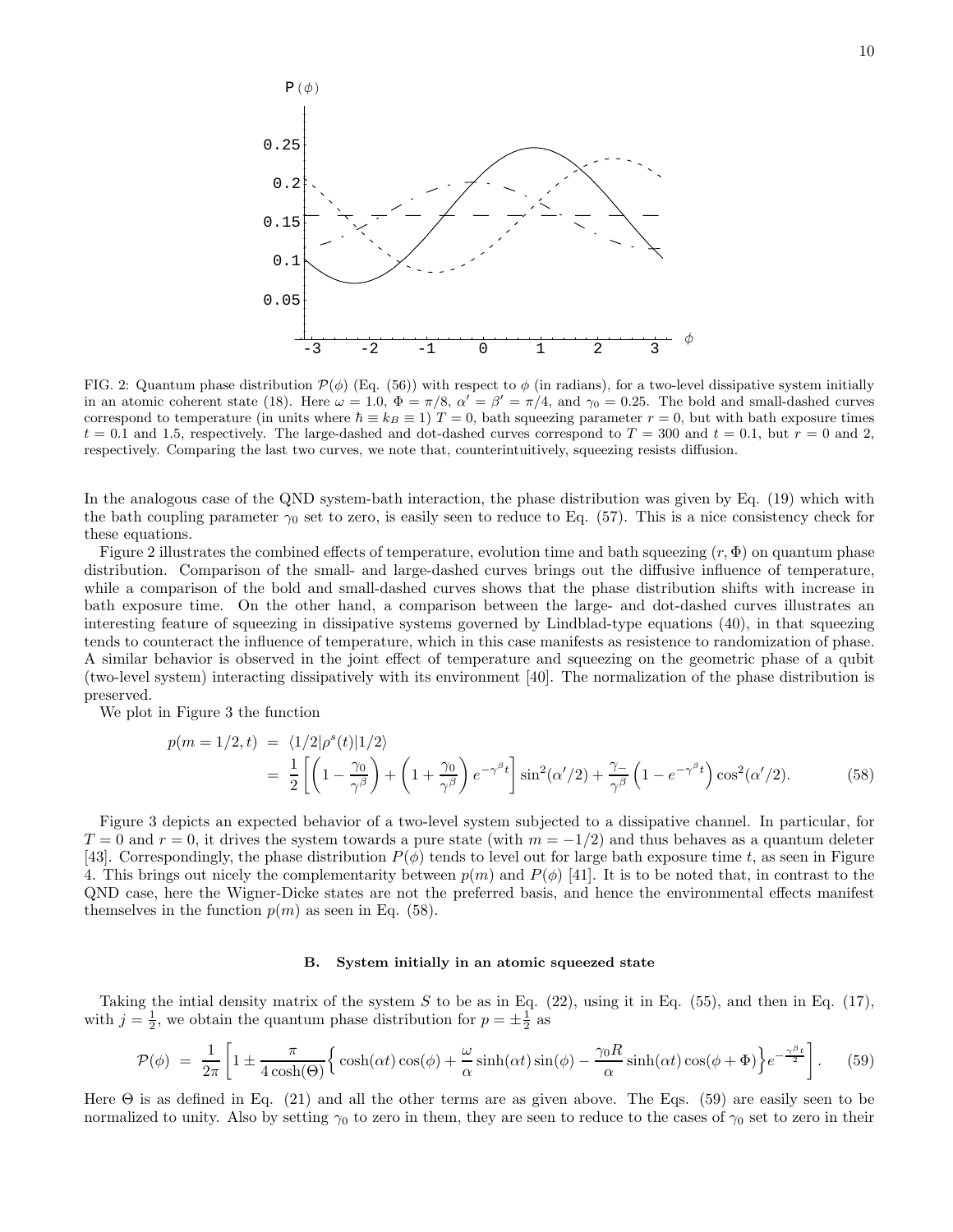FIG. 2: Quantum phase distribution $\mathcal{P}(\phi)$ (Eq. (56)) with respect to $\phi$ (in radians), for a two-level dissipative system initially in an atomic coherent state (18). Here $\omega = 1.0$, $\Phi = \pi/8$, $\alpha' = \beta' = \pi/4$, and $\gamma_0 = 0.25$. The bold and small-dashed curves correspond to temperature (in units where $\hbar \equiv k_B \equiv 1$) $T = 0$, bath squeezing parameter $r = 0$, but with bath exposure times $t = 0.1$ and 1.5, respectively. The large-dashed and dot-dashed curves correspond to $T = 300$ and $t = 0.1$, but $r = 0$ and 2, respectively. Comparing the last two curves, we note that, counterintuitively, squeezing resists diffusion.

In the analogous case of the QND system-bath interaction, the phase distribution was given by Eq. (19) which with the bath coupling parameter $\gamma_0$ set to zero, is easily seen to reduce to Eq. (57). This is a nice consistency check for these equations.

Figure 2 illustrates the combined effects of temperature, evolution time and bath squeezing $(r, \Phi)$ on quantum phase distribution. Comparison of the small- and large-dashed curves brings out the diffusive influence of temperature, while a comparison of the bold and small-dashed curves shows that the phase distribution shifts with increase in bath exposure time. On the other hand, a comparison between the large- and dot-dashed curves illustrates an interesting feature of squeezing in dissipative systems governed by Lindblad-type equations (40), in that squeezing tends to counteract the influence of temperature, which in this case manifests as resistence to randomization of phase. A similar behavior is observed in the joint effect of temperature and squeezing on the geometric phase of a qubit (two-level system) interacting dissipatively with its environment [40]. The normalization of the phase distribution is preserved.

We plot in Figure 3 the function

$$
\begin{aligned}
p(m = 1/2, t) &= \langle 1/2|\rho^s(t)|1/2\rangle \\
&= \frac{1}{2}\left[\left(1 - \frac{\gamma_0}{\gamma^\beta}\right) + \left(1 + \frac{\gamma_0}{\gamma^\beta}\right)e^{-\gamma^\beta t}\right]\sin^2(\alpha'/2) + \frac{\gamma_-}{\gamma^\beta}\left(1 - e^{-\gamma^\beta t}\right)\cos^2(\alpha'/2). \qquad (58)
\end{aligned}
$$

Figure 3 depicts an expected behavior of a two-level system subjected to a dissipative channel. In particular, for $T = 0$ and $r = 0$, it drives the system towards a pure state (with $m = -1/2$) and thus behaves as a quantum deleter [43]. Correspondingly, the phase distribution $P(\phi)$ tends to level out for large bath exposure time $t$, as seen in Figure 4. This brings out nicely the complementarity between $p(m)$ and $P(\phi)$ [41]. It is to be noted that, in contrast to the QND case, here the Wigner-Dicke states are not the preferred basis, and hence the environmental effects manifest themselves in the function $p(m)$ as seen in Eq. (58).

### B. System initially in an atomic squeezed state

Taking the intial density matrix of the system $S$ to be as in Eq. (22), using it in Eq. (55), and then in Eq. (17), with $j = \frac{1}{2}$, we obtain the quantum phase distribution for $p = \pm\frac{1}{2}$ as

$$
\mathcal{P}(\phi) = \frac{1}{2\pi}\left[1 \pm \frac{\pi}{4\cosh(\Theta)}\Big\{\cosh(\alpha t)\cos(\phi) + \frac{\omega}{\alpha}\sinh(\alpha t)\sin(\phi) - \frac{\gamma_0 R}{\alpha}\sinh(\alpha t)\cos(\phi + \Phi)\Big\}e^{-\frac{\gamma^\beta t}{2}}\right]. \qquad (59)
$$

Here $\Theta$ is as defined in Eq. (21) and all the other terms are as given above. The Eqs. (59) are easily seen to be normalized to unity. Also by setting $\gamma_0$ to zero in them, they are seen to reduce to the cases of $\gamma_0$ set to zero in their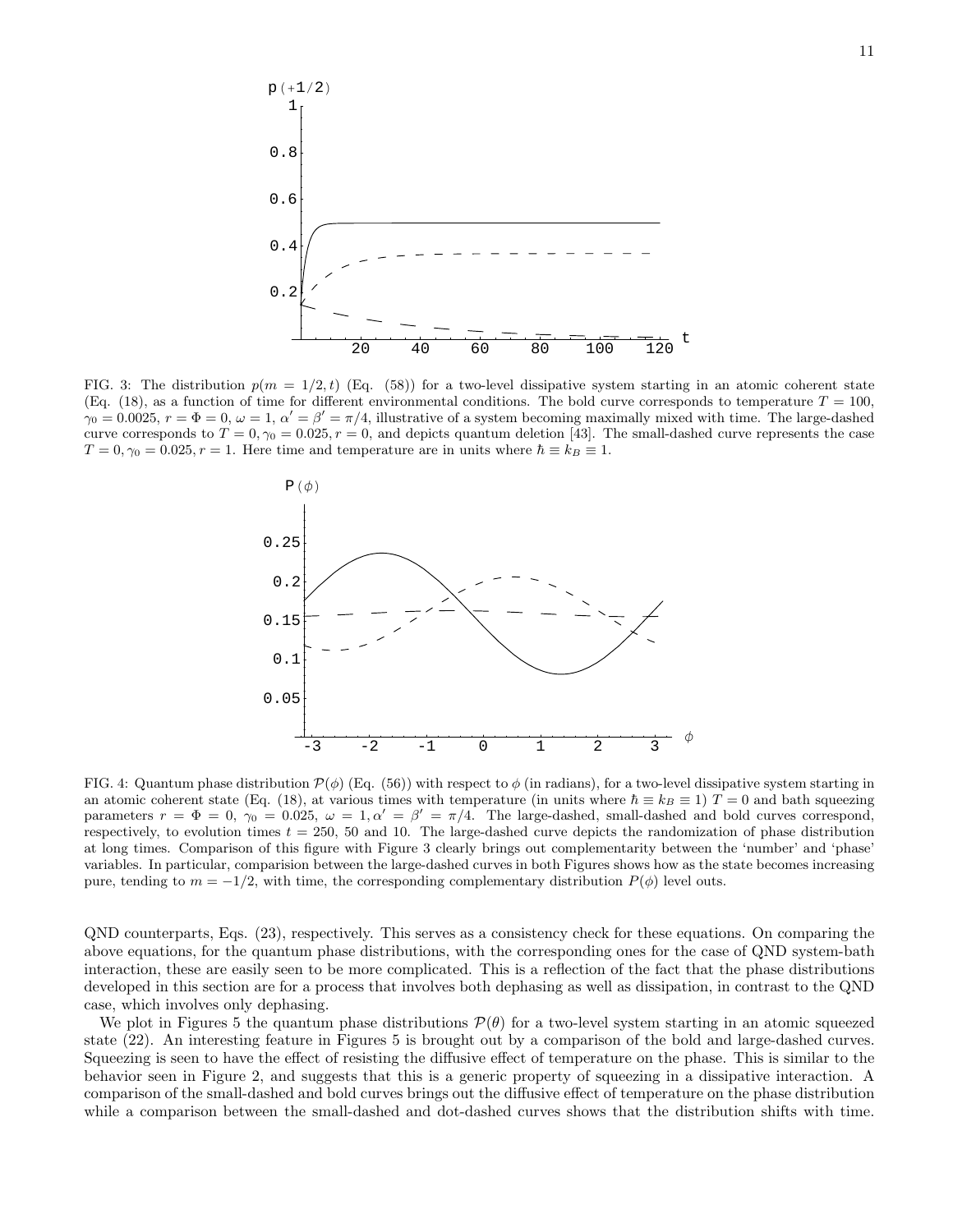FIG. 3: The distribution $p(m = 1/2, t)$ (Eq. (58)) for a two-level dissipative system starting in an atomic coherent state (Eq. (18), as a function of time for different environmental conditions. The bold curve corresponds to temperature $T = 100$, $\gamma_0 = 0.0025$, $r = \Phi = 0$, $\omega = 1$, $\alpha' = \beta' = \pi/4$, illustrative of a system becoming maximally mixed with time. The large-dashed curve corresponds to $T = 0, \gamma_0 = 0.025, r = 0$, and depicts quantum deletion [43]. The small-dashed curve represents the case $T = 0, \gamma_0 = 0.025, r = 1$. Here time and temperature are in units where $\hbar \equiv k_B \equiv 1$.

FIG. 4: Quantum phase distribution $\mathcal{P}(\phi)$ (Eq. (56)) with respect to $\phi$ (in radians), for a two-level dissipative system starting in an atomic coherent state (Eq. (18), at various times with temperature (in units where $\hbar \equiv k_B \equiv 1$) $T = 0$ and bath squeezing parameters $r = \Phi = 0$, $\gamma_0 = 0.025$, $\omega = 1, \alpha' = \beta' = \pi/4$. The large-dashed, small-dashed and bold curves correspond, respectively, to evolution times $t = 250$, 50 and 10. The large-dashed curve depicts the randomization of phase distribution at long times. Comparison of this figure with Figure 3 clearly brings out complementarity between the 'number' and 'phase' variables. In particular, comparision between the large-dashed curves in both Figures shows how as the state becomes increasing pure, tending to $m = -1/2$, with time, the corresponding complementary distribution $P(\phi)$ level outs.

QND counterparts, Eqs. (23), respectively. This serves as a consistency check for these equations. On comparing the above equations, for the quantum phase distributions, with the corresponding ones for the case of QND system-bath interaction, these are easily seen to be more complicated. This is a reflection of the fact that the phase distributions developed in this section are for a process that involves both dephasing as well as dissipation, in contrast to the QND case, which involves only dephasing.

We plot in Figures 5 the quantum phase distributions $\mathcal{P}(\theta)$ for a two-level system starting in an atomic squeezed state (22). An interesting feature in Figures 5 is brought out by a comparison of the bold and large-dashed curves. Squeezing is seen to have the effect of resisting the diffusive effect of temperature on the phase. This is similar to the behavior seen in Figure 2, and suggests that this is a generic property of squeezing in a dissipative interaction. A comparison of the small-dashed and bold curves brings out the diffusive effect of temperature on the phase distribution while a comparison between the small-dashed and dot-dashed curves shows that the distribution shifts with time.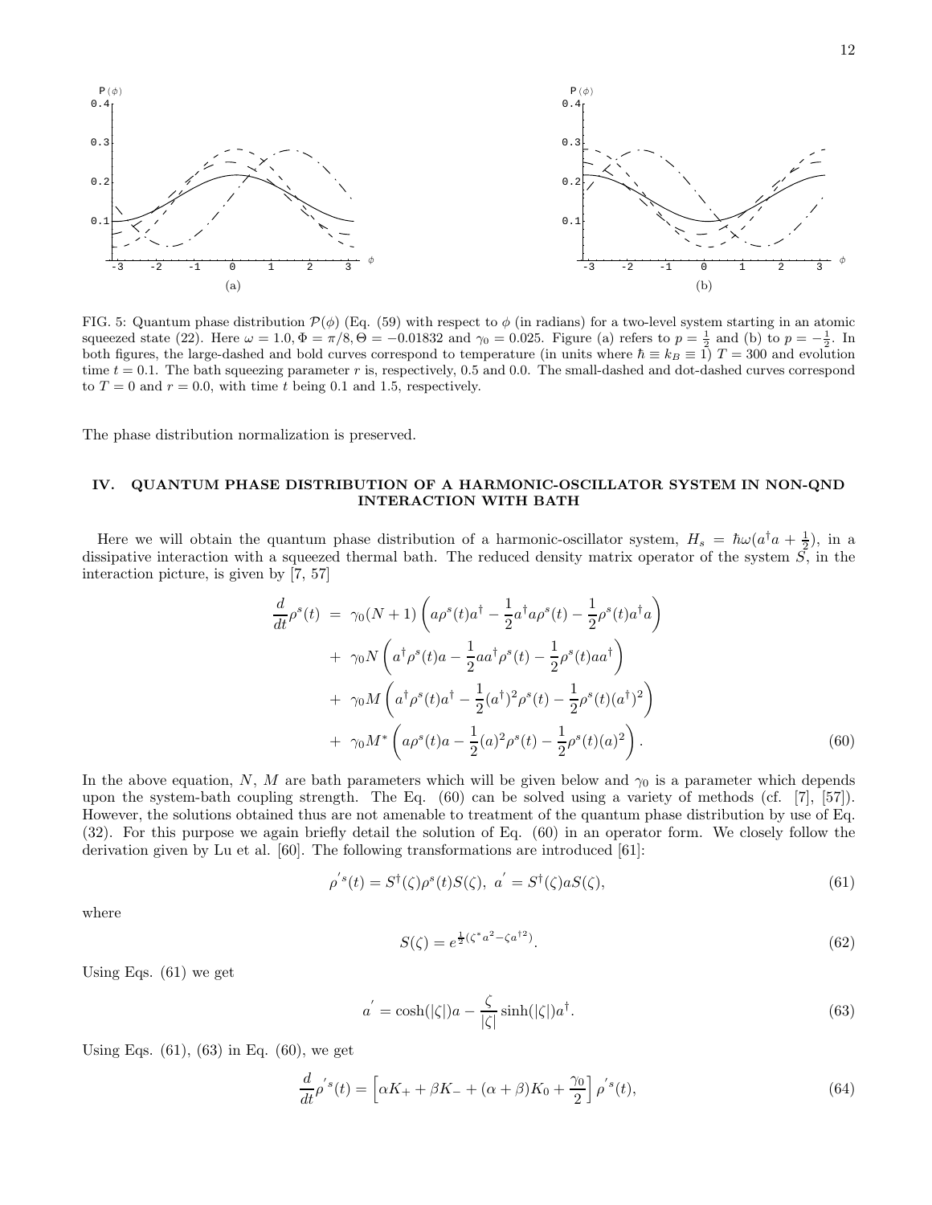FIG. 5: Quantum phase distribution $\mathcal{P}(\phi)$ (Eq. (59) with respect to $\phi$ (in radians) for a two-level system starting in an atomic squeezed state (22). Here $\omega = 1.0, \Phi = \pi/8, \Theta = -0.01832$ and $\gamma_0 = 0.025$. Figure (a) refers to $p = \frac{1}{2}$ and (b) to $p = -\frac{1}{2}$. In both figures, the large-dashed and bold curves correspond to temperature (in units where $\hbar \equiv k_B \equiv 1$) $T = 300$ and evolution time $t = 0.1$. The bath squeezing parameter $r$ is, respectively, 0.5 and 0.0. The small-dashed and dot-dashed curves correspond to $T = 0$ and $r = 0.0$, with time $t$ being 0.1 and 1.5, respectively.

The phase distribution normalization is preserved.

## IV. QUANTUM PHASE DISTRIBUTION OF A HARMONIC-OSCILLATOR SYSTEM IN NON-QND INTERACTION WITH BATH

Here we will obtain the quantum phase distribution of a harmonic-oscillator system, $H_s = \hbar\omega(a^\dagger a + \frac{1}{2})$, in a dissipative interaction with a squeezed thermal bath. The reduced density matrix operator of the system $S$, in the interaction picture, is given by [7, 57]

$$
\begin{aligned}
\frac{d}{dt}\rho^s(t) &= \gamma_0(N+1)\left(a\rho^s(t)a^\dagger - \frac{1}{2}a^\dagger a\rho^s(t) - \frac{1}{2}\rho^s(t)a^\dagger a\right) \\
&+ \gamma_0 N\left(a^\dagger\rho^s(t)a - \frac{1}{2}aa^\dagger\rho^s(t) - \frac{1}{2}\rho^s(t)aa^\dagger\right) \\
&+ \gamma_0 M\left(a^\dagger\rho^s(t)a^\dagger - \frac{1}{2}(a^\dagger)^2\rho^s(t) - \frac{1}{2}\rho^s(t)(a^\dagger)^2\right) \\
&+ \gamma_0 M^*\left(a\rho^s(t)a - \frac{1}{2}(a)^2\rho^s(t) - \frac{1}{2}\rho^s(t)(a)^2\right). \qquad (60)
\end{aligned}
$$

In the above equation, $N$, $M$ are bath parameters which will be given below and $\gamma_0$ is a parameter which depends upon the system-bath coupling strength. The Eq. (60) can be solved using a variety of methods (cf. [7], [57]). However, the solutions obtained thus are not amenable to treatment of the quantum phase distribution by use of Eq. (32). For this purpose we again briefly detail the solution of Eq. (60) in an operator form. We closely follow the derivation given by Lu et al. [60]. The following transformations are introduced [61]:

$$
\rho^{'s}(t) = S^\dagger(\zeta)\rho^s(t)S(\zeta), \ a^{'} = S^\dagger(\zeta)aS(\zeta), \qquad (61)
$$

where

$$
S(\zeta) = e^{\frac{1}{2}(\zeta^* a^2 - \zeta a^{\dagger 2})}. \qquad (62)
$$

Using Eqs. (61) we get

$$
a^{'} = \cosh(|\zeta|)a - \frac{\zeta}{|\zeta|}\sinh(|\zeta|)a^\dagger. \qquad (63)
$$

Using Eqs. (61), (63) in Eq. (60), we get

$$
\frac{d}{dt}\rho^{'s}(t) = \left[\alpha K_+ + \beta K_- + (\alpha+\beta)K_0 + \frac{\gamma_0}{2}\right]\rho^{'s}(t), \qquad (64)
$$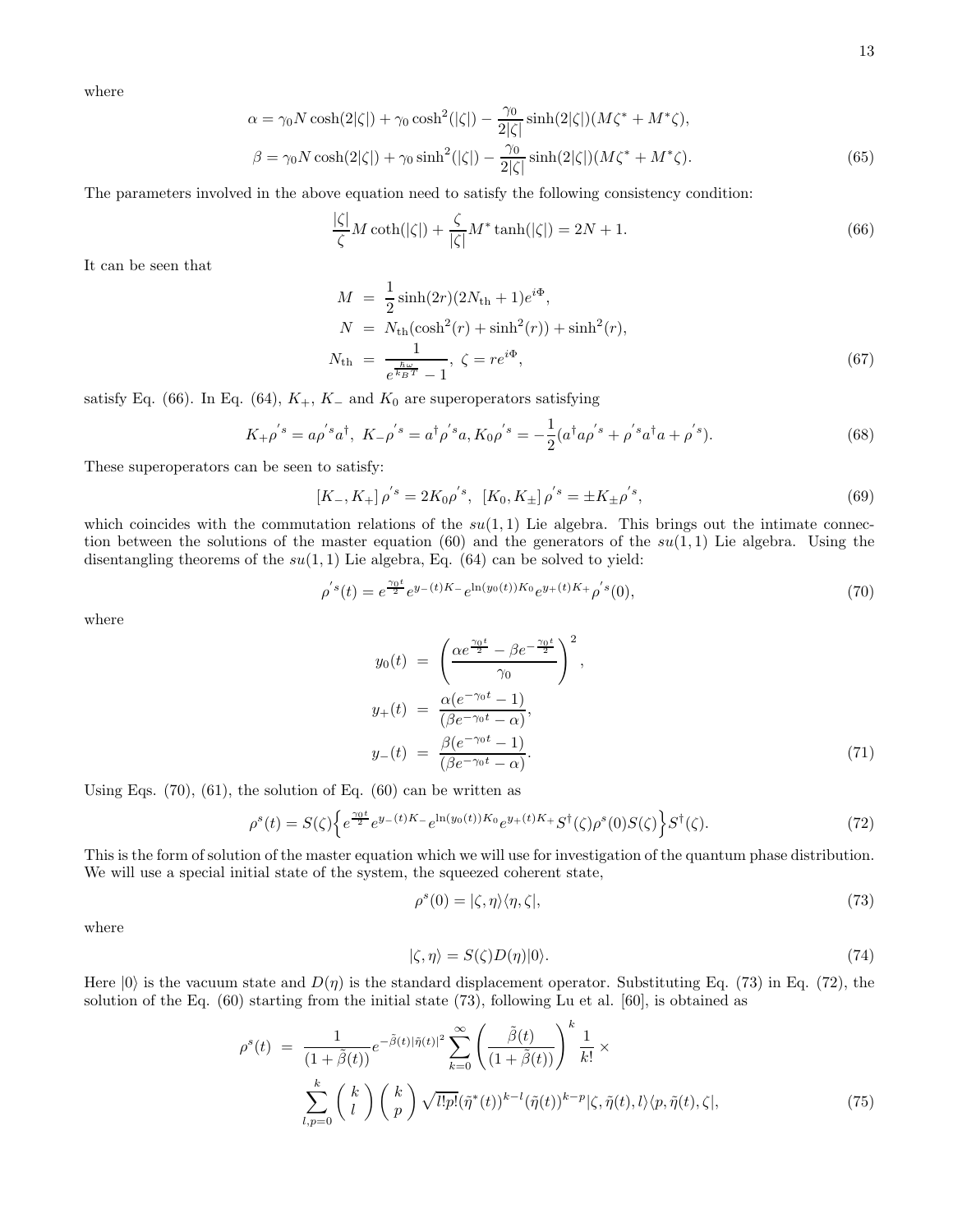where

$$
\begin{aligned}
\alpha &= \gamma_0 N \cosh(2|\zeta|) + \gamma_0 \cosh^2(|\zeta|) - \frac{\gamma_0}{2|\zeta|}\sinh(2|\zeta|)(M\zeta^* + M^*\zeta), \\
\beta &= \gamma_0 N \cosh(2|\zeta|) + \gamma_0 \sinh^2(|\zeta|) - \frac{\gamma_0}{2|\zeta|}\sinh(2|\zeta|)(M\zeta^* + M^*\zeta).
\end{aligned}
\tag{65}
$$

The parameters involved in the above equation need to satisfy the following consistency condition:

$$
\frac{|\zeta|}{\zeta} M \coth(|\zeta|) + \frac{\zeta}{|\zeta|} M^* \tanh(|\zeta|) = 2N + 1. \tag{66}
$$

It can be seen that

$$
\begin{aligned}
M &= \frac{1}{2}\sinh(2r)(2N_{\rm th}+1)e^{i\Phi}, \\
N &= N_{\rm th}(\cosh^2(r) + \sinh^2(r)) + \sinh^2(r), \\
N_{\rm th} &= \frac{1}{e^{\frac{\hbar\omega}{k_B T}} - 1}, \ \zeta = re^{i\Phi},
\end{aligned}
\tag{67}
$$

satisfy Eq. (66). In Eq. (64), $K_+$, $K_-$ and $K_0$ are superoperators satisfying

$$
K_+ \rho^{'s} = a\rho^{'s} a^\dagger, \ K_- \rho^{'s} = a^\dagger \rho^{'s} a, K_0 \rho^{'s} = -\frac{1}{2}(a^\dagger a \rho^{'s} + \rho^{'s} a^\dagger a + \rho^{'s}). \tag{68}
$$

These superoperators can be seen to satisfy:

$$
\left[K_-, K_+\right] \rho^{'s} = 2K_0 \rho^{'s}, \ \left[K_0, K_\pm\right] \rho^{'s} = \pm K_\pm \rho^{'s}, \tag{69}
$$

which coincides with the commutation relations of the $su(1,1)$ Lie algebra. This brings out the intimate connection between the solutions of the master equation (60) and the generators of the $su(1,1)$ Lie algebra. Using the disentangling theorems of the $su(1,1)$ Lie algebra, Eq. (64) can be solved to yield:

$$
\rho^{'s}(t) = e^{\frac{\gamma_0 t}{2}} e^{y_-(t)K_-} e^{\ln(y_0(t))K_0} e^{y_+(t)K_+} \rho^{'s}(0), \tag{70}
$$

where

$$
\begin{aligned}
y_0(t) &= \left(\frac{\alpha e^{\frac{\gamma_0 t}{2}} - \beta e^{-\frac{\gamma_0 t}{2}}}{\gamma_0}\right)^2, \\
y_+(t) &= \frac{\alpha(e^{-\gamma_0 t} - 1)}{(\beta e^{-\gamma_0 t} - \alpha)}, \\
y_-(t) &= \frac{\beta(e^{-\gamma_0 t} - 1)}{(\beta e^{-\gamma_0 t} - \alpha)}.
\end{aligned}
\tag{71}
$$

Using Eqs. (70), (61), the solution of Eq. (60) can be written as

$$
\rho^s(t) = S(\zeta)\Big\{e^{\frac{\gamma_0 t}{2}} e^{y_-(t)K_-} e^{\ln(y_0(t))K_0} e^{y_+(t)K_+} S^\dagger(\zeta)\rho^s(0)S(\zeta)\Big\} S^\dagger(\zeta). \tag{72}
$$

This is the form of solution of the master equation which we will use for investigation of the quantum phase distribution. We will use a special initial state of the system, the squeezed coherent state,

$$
\rho^s(0) = |\zeta, \eta\rangle\langle\eta, \zeta|, \tag{73}
$$

where

$$
|\zeta, \eta\rangle = S(\zeta)D(\eta)|0\rangle. \tag{74}
$$

Here $|0\rangle$ is the vacuum state and $D(\eta)$ is the standard displacement operator. Substituting Eq. (73) in Eq. (72), the solution of the Eq. (60) starting from the initial state (73), following Lu et al. [60], is obtained as

$$
\begin{aligned}
\rho^s(t) &= \frac{1}{(1+\tilde{\beta}(t))} e^{-\tilde{\beta}(t)|\tilde{\eta}(t)|^2} \sum_{k=0}^{\infty} \left(\frac{\tilde{\beta}(t)}{(1+\tilde{\beta}(t))}\right)^k \frac{1}{k!} \times \\
&\sum_{l,p=0}^{k} \binom{k}{l} \binom{k}{p} \sqrt{l!p!} (\tilde{\eta}^*(t))^{k-l} (\tilde{\eta}(t))^{k-p} |\zeta, \tilde{\eta}(t), l\rangle\langle p, \tilde{\eta}(t), \zeta|,
\end{aligned}
\tag{75}
$$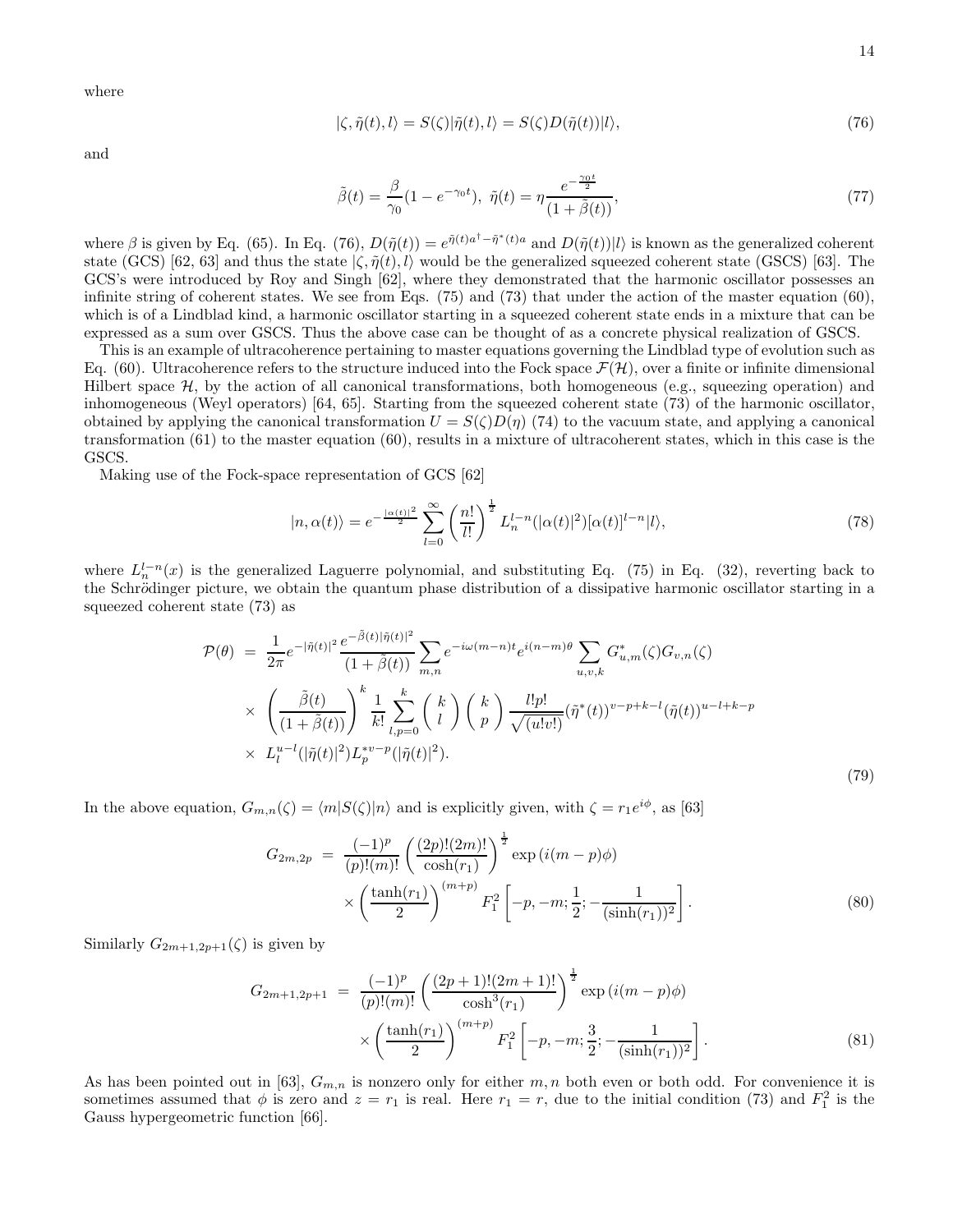where

$$|\zeta, \tilde{\eta}(t), l\rangle = S(\zeta)|\tilde{\eta}(t), l\rangle = S(\zeta)D(\tilde{\eta}(t))|l\rangle, \tag{76}$$

and

$$\tilde{\beta}(t) = \frac{\beta}{\gamma_0}(1 - e^{-\gamma_0 t}), \ \tilde{\eta}(t) = \eta \frac{e^{-\frac{\gamma_0 t}{2}}}{(1 + \tilde{\beta}(t))}, \tag{77}$$

where $\beta$ is given by Eq. (65). In Eq. (76), $D(\tilde{\eta}(t)) = e^{\tilde{\eta}(t)a^\dagger - \tilde{\eta}^*(t)a}$ and $D(\tilde{\eta}(t))|l\rangle$ is known as the generalized coherent state (GCS) [62, 63] and thus the state $|\zeta, \tilde{\eta}(t), l\rangle$ would be the generalized squeezed coherent state (GSCS) [63]. The GCS's were introduced by Roy and Singh [62], where they demonstrated that the harmonic oscillator possesses an infinite string of coherent states. We see from Eqs. (75) and (73) that under the action of the master equation (60), which is of a Lindblad kind, a harmonic oscillator starting in a squeezed coherent state ends in a mixture that can be expressed as a sum over GSCS. Thus the above case can be thought of as a concrete physical realization of GSCS.

This is an example of ultracoherence pertaining to master equations governing the Lindblad type of evolution such as Eq. (60). Ultracoherence refers to the structure induced into the Fock space $\mathcal{F}(\mathcal{H})$, over a finite or infinite dimensional Hilbert space $\mathcal{H}$, by the action of all canonical transformations, both homogeneous (e.g., squeezing operation) and inhomogeneous (Weyl operators) [64, 65]. Starting from the squeezed coherent state (73) of the harmonic oscillator, obtained by applying the canonical transformation $U = S(\zeta)D(\eta)$ (74) to the vacuum state, and applying a canonical transformation (61) to the master equation (60), results in a mixture of ultracoherent states, which in this case is the GSCS.

Making use of the Fock-space representation of GCS [62]

$$|n, \alpha(t)\rangle = e^{-\frac{|\alpha(t)|^2}{2}} \sum_{l=0}^{\infty} \left(\frac{n!}{l!}\right)^{\frac{1}{2}} L_n^{l-n}(|\alpha(t)|^2)[\alpha(t)]^{l-n}|l\rangle, \tag{78}$$

where $L_n^{l-n}(x)$ is the generalized Laguerre polynomial, and substituting Eq. (75) in Eq. (32), reverting back to the Schrödinger picture, we obtain the quantum phase distribution of a dissipative harmonic oscillator starting in a squeezed coherent state (73) as

$$\begin{aligned}
\mathcal{P}(\theta) &= \frac{1}{2\pi} e^{-|\tilde{\eta}(t)|^2} \frac{e^{-\tilde{\beta}(t)|\tilde{\eta}(t)|^2}}{(1 + \tilde{\beta}(t))} \sum_{m,n} e^{-i\omega(m-n)t} e^{i(n-m)\theta} \sum_{u,v,k} G^*_{u,m}(\zeta) G_{v,n}(\zeta) \\
&\times \left(\frac{\tilde{\beta}(t)}{(1 + \tilde{\beta}(t))}\right)^k \frac{1}{k!} \sum_{l,p=0}^{k} \binom{k}{l} \binom{k}{p} \frac{l!p!}{\sqrt{(u!v!)}} (\tilde{\eta}^*(t))^{v-p+k-l} (\tilde{\eta}(t))^{u-l+k-p} \\
&\times L_l^{u-l}(|\tilde{\eta}(t)|^2) L_p^{*v-p}(|\tilde{\eta}(t)|^2).
\end{aligned} \tag{79}$$

In the above equation, $G_{m,n}(\zeta) = \langle m|S(\zeta)|n\rangle$ and is explicitly given, with $\zeta = r_1 e^{i\phi}$, as [63]

$$\begin{aligned}
G_{2m,2p} &= \frac{(-1)^p}{(p)!(m)!} \left(\frac{(2p)!(2m)!}{\cosh(r_1)}\right)^{\frac{1}{2}} \exp\left(i(m-p)\phi\right) \\
&\times \left(\frac{\tanh(r_1)}{2}\right)^{(m+p)} F_1^2 \left[-p, -m; \frac{1}{2}; -\frac{1}{(\sinh(r_1))^2}\right].
\end{aligned} \tag{80}$$

Similarly $G_{2m+1,2p+1}(\zeta)$ is given by

$$\begin{aligned}
G_{2m+1,2p+1} &= \frac{(-1)^p}{(p)!(m)!} \left(\frac{(2p+1)!(2m+1)!}{\cosh^3(r_1)}\right)^{\frac{1}{2}} \exp\left(i(m-p)\phi\right) \\
&\times \left(\frac{\tanh(r_1)}{2}\right)^{(m+p)} F_1^2 \left[-p, -m; \frac{3}{2}; -\frac{1}{(\sinh(r_1))^2}\right].
\end{aligned} \tag{81}$$

As has been pointed out in [63], $G_{m,n}$ is nonzero only for either $m, n$ both even or both odd. For convenience it is sometimes assumed that $\phi$ is zero and $z = r_1$ is real. Here $r_1 = r$, due to the initial condition (73) and $F_1^2$ is the Gauss hypergeometric function [66].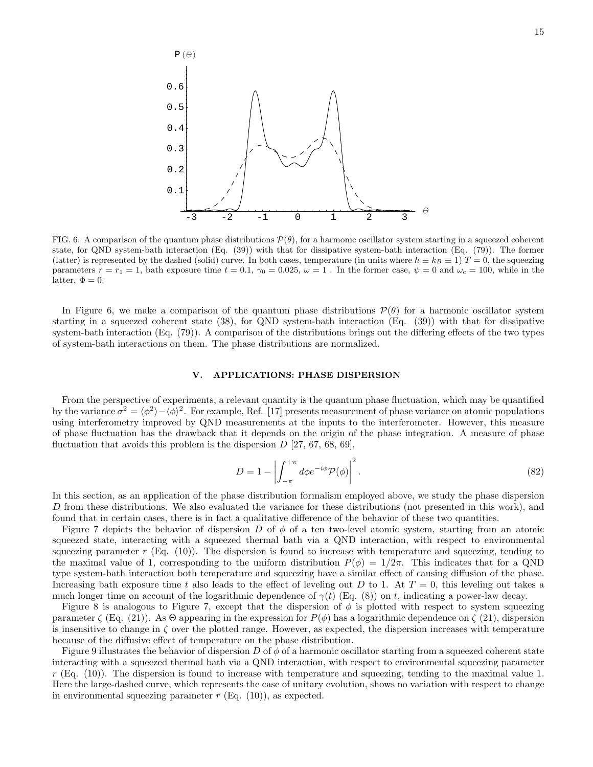FIG. 6: A comparison of the quantum phase distributions $\mathcal{P}(\theta)$, for a harmonic oscillator system starting in a squeezed coherent state, for QND system-bath interaction (Eq. (39)) with that for dissipative system-bath interaction (Eq. (79)). The former (latter) is represented by the dashed (solid) curve. In both cases, temperature (in units where $\hbar \equiv k_B \equiv 1$) $T = 0$, the squeezing parameters $r = r_1 = 1$, bath exposure time $t = 0.1$, $\gamma_0 = 0.025$, $\omega = 1$ . In the former case, $\psi = 0$ and $\omega_c = 100$, while in the latter, $\Phi = 0$.

In Figure 6, we make a comparison of the quantum phase distributions $\mathcal{P}(\theta)$ for a harmonic oscillator system starting in a squeezed coherent state (38), for QND system-bath interaction (Eq. (39)) with that for dissipative system-bath interaction (Eq. (79)). A comparison of the distributions brings out the differing effects of the two types of system-bath interactions on them. The phase distributions are normalized.

## V. APPLICATIONS: PHASE DISPERSION

From the perspective of experiments, a relevant quantity is the quantum phase fluctuation, which may be quantified by the variance $\sigma^2 = \langle\phi^2\rangle - \langle\phi\rangle^2$. For example, Ref. [17] presents measurement of phase variance on atomic populations using interferometry improved by QND measurements at the inputs to the interferometer. However, this measure of phase fluctuation has the drawback that it depends on the origin of the phase integration. A measure of phase fluctuation that avoids this problem is the dispersion $D$ [27, 67, 68, 69],

$$D = 1 - \left| \int_{-\pi}^{+\pi} d\phi e^{-i\phi} \mathcal{P}(\phi) \right|^2. \tag{82}$$

In this section, as an application of the phase distribution formalism employed above, we study the phase dispersion $D$ from these distributions. We also evaluated the variance for these distributions (not presented in this work), and found that in certain cases, there is in fact a qualitative difference of the behavior of these two quantities.

Figure 7 depicts the behavior of dispersion $D$ of $\phi$ of a ten two-level atomic system, starting from an atomic squeezed state, interacting with a squeezed thermal bath via a QND interaction, with respect to environmental squeezing parameter $r$ (Eq. (10)). The dispersion is found to increase with temperature and squeezing, tending to the maximal value of 1, corresponding to the uniform distribution $P(\phi) = 1/2\pi$. This indicates that for a QND type system-bath interaction both temperature and squeezing have a similar effect of causing diffusion of the phase. Increasing bath exposure time $t$ also leads to the effect of leveling out $D$ to 1. At $T = 0$, this leveling out takes a much longer time on account of the logarithmic dependence of $\gamma(t)$ (Eq. (8)) on $t$, indicating a power-law decay.

Figure 8 is analogous to Figure 7, except that the dispersion of $\phi$ is plotted with respect to system squeezing parameter $\zeta$ (Eq. (21)). As $\Theta$ appearing in the expression for $P(\phi)$ has a logarithmic dependence on $\zeta$ (21), dispersion is insensitive to change in $\zeta$ over the plotted range. However, as expected, the dispersion increases with temperature because of the diffusive effect of temperature on the phase distribution.

Figure 9 illustrates the behavior of dispersion $D$ of $\phi$ of a harmonic oscillator starting from a squeezed coherent state interacting with a squeezed thermal bath via a QND interaction, with respect to environmental squeezing parameter $r$ (Eq. (10)). The dispersion is found to increase with temperature and squeezing, tending to the maximal value 1. Here the large-dashed curve, which represents the case of unitary evolution, shows no variation with respect to change in environmental squeezing parameter $r$ (Eq. (10)), as expected.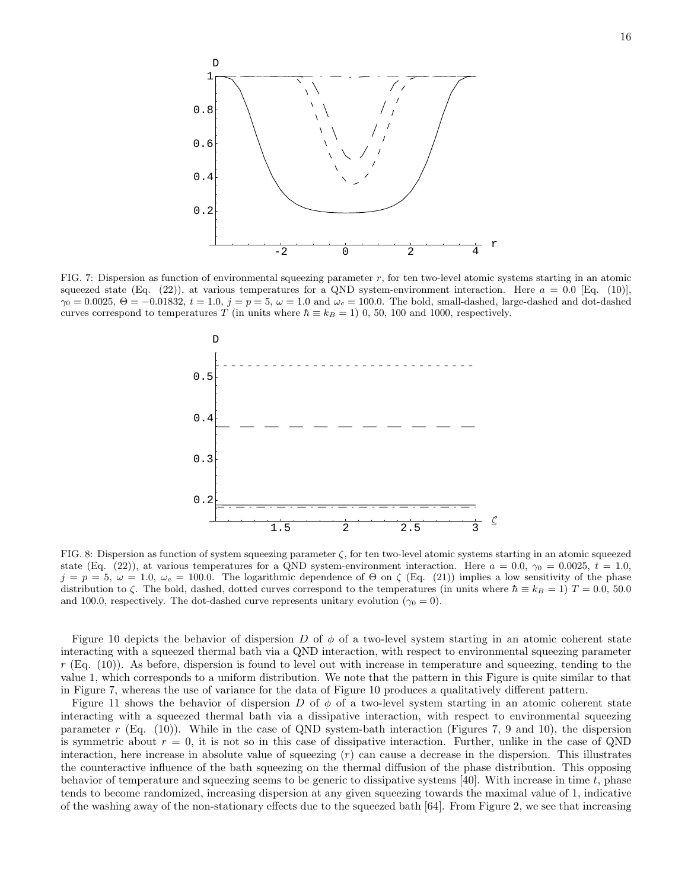FIG. 7: Dispersion as function of environmental squeezing parameter $r$, for ten two-level atomic systems starting in an atomic squeezed state (Eq. (22)), at various temperatures for a QND system-environment interaction. Here $a = 0.0$ [Eq. (10)], $\gamma_0 = 0.0025$, $\Theta = -0.01832$, $t = 1.0$, $j = p = 5$, $\omega = 1.0$ and $\omega_c = 100.0$. The bold, small-dashed, large-dashed and dot-dashed curves correspond to temperatures $T$ (in units where $\hbar \equiv k_B = 1$) 0, 50, 100 and 1000, respectively.

FIG. 8: Dispersion as function of system squeezing parameter $\zeta$, for ten two-level atomic systems starting in an atomic squeezed state (Eq. (22)), at various temperatures for a QND system-environment interaction. Here $a = 0.0$, $\gamma_0 = 0.0025$, $t = 1.0$, $j = p = 5$, $\omega = 1.0$, $\omega_c = 100.0$. The logarithmic dependence of $\Theta$ on $\zeta$ (Eq. (21)) implies a low sensitivity of the phase distribution to $\zeta$. The bold, dashed, dotted curves correspond to the temperatures (in units where $\hbar \equiv k_B = 1$) $T = 0.0$, $50.0$ and $100.0$, respectively. The dot-dashed curve represents unitary evolution ($\gamma_0 = 0$).

Figure 10 depicts the behavior of dispersion $D$ of $\phi$ of a two-level system starting in an atomic coherent state interacting with a squeezed thermal bath via a QND interaction, with respect to environmental squeezing parameter $r$ (Eq. (10)). As before, dispersion is found to level out with increase in temperature and squeezing, tending to the value 1, which corresponds to a uniform distribution. We note that the pattern in this Figure is quite similar to that in Figure 7, whereas the use of variance for the data of Figure 10 produces a qualitatively different pattern.

Figure 11 shows the behavior of dispersion $D$ of $\phi$ of a two-level system starting in an atomic coherent state interacting with a squeezed thermal bath via a dissipative interaction, with respect to environmental squeezing parameter $r$ (Eq. (10)). While in the case of QND system-bath interaction (Figures 7, 9 and 10), the dispersion is symmetric about $r = 0$, it is not so in this case of dissipative interaction. Further, unlike in the case of QND interaction, here increase in absolute value of squeezing ($r$) can cause a decrease in the dispersion. This illustrates the counteractive influence of the bath squeezing on the thermal diffusion of the phase distribution. This opposing behavior of temperature and squeezing seems to be generic to dissipative systems [40]. With increase in time $t$, phase tends to become randomized, increasing dispersion at any given squeezing towards the maximal value of 1, indicative of the washing away of the non-stationary effects due to the squeezed bath [64]. From Figure 2, we see that increasing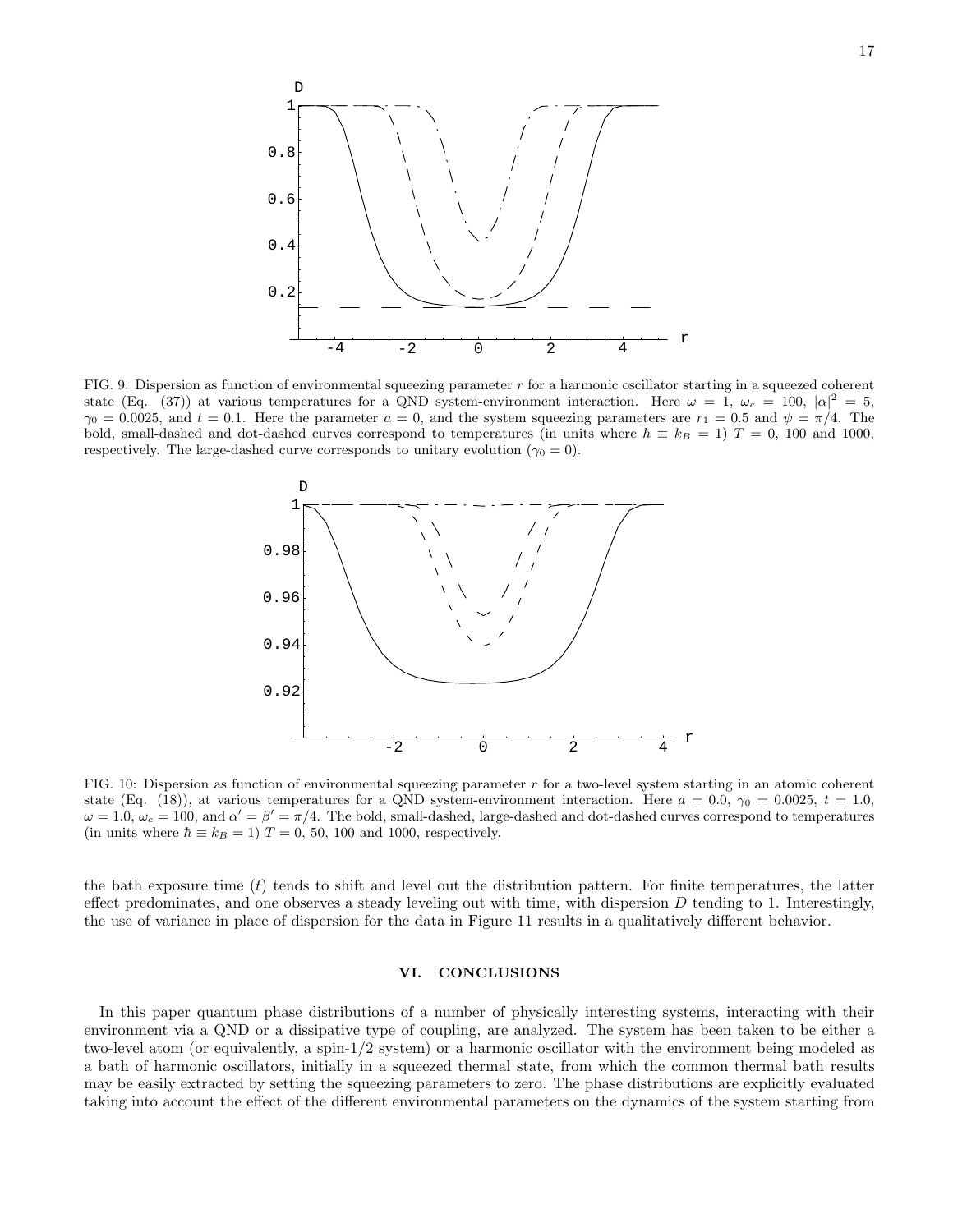FIG. 9: Dispersion as function of environmental squeezing parameter $r$ for a harmonic oscillator starting in a squeezed coherent state (Eq. (37)) at various temperatures for a QND system-environment interaction. Here $\omega = 1$, $\omega_c = 100$, $|\alpha|^2 = 5$, $\gamma_0 = 0.0025$, and $t = 0.1$. Here the parameter $a = 0$, and the system squeezing parameters are $r_1 = 0.5$ and $\psi = \pi/4$. The bold, small-dashed and dot-dashed curves correspond to temperatures (in units where $\hbar \equiv k_B = 1$) $T = 0$, 100 and 1000, respectively. The large-dashed curve corresponds to unitary evolution ($\gamma_0 = 0$).

FIG. 10: Dispersion as function of environmental squeezing parameter $r$ for a two-level system starting in an atomic coherent state (Eq. (18)), at various temperatures for a QND system-environment interaction. Here $a = 0.0$, $\gamma_0 = 0.0025$, $t = 1.0$, $\omega = 1.0$, $\omega_c = 100$, and $\alpha' = \beta' = \pi/4$. The bold, small-dashed, large-dashed and dot-dashed curves correspond to temperatures (in units where $\hbar \equiv k_B = 1$) $T = 0$, 50, 100 and 1000, respectively.

the bath exposure time ($t$) tends to shift and level out the distribution pattern. For finite temperatures, the latter effect predominates, and one observes a steady leveling out with time, with dispersion $D$ tending to 1. Interestingly, the use of variance in place of dispersion for the data in Figure 11 results in a qualitatively different behavior.

## VI. CONCLUSIONS

In this paper quantum phase distributions of a number of physically interesting systems, interacting with their environment via a QND or a dissipative type of coupling, are analyzed. The system has been taken to be either a two-level atom (or equivalently, a spin-1/2 system) or a harmonic oscillator with the environment being modeled as a bath of harmonic oscillators, initially in a squeezed thermal state, from which the common thermal bath results may be easily extracted by setting the squeezing parameters to zero. The phase distributions are explicitly evaluated taking into account the effect of the different environmental parameters on the dynamics of the system starting from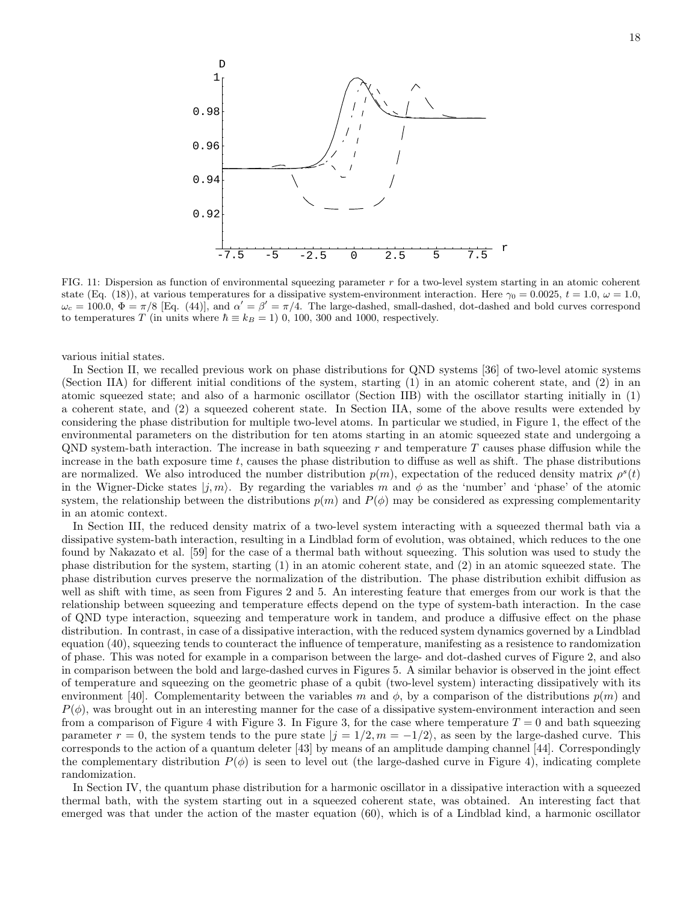FIG. 11: Dispersion as function of environmental squeezing parameter $r$ for a two-level system starting in an atomic coherent state (Eq. (18)), at various temperatures for a dissipative system-environment interaction. Here $\gamma_0 = 0.0025$, $t = 1.0$, $\omega = 1.0$, $\omega_c = 100.0$, $\Phi = \pi/8$ [Eq. (44)], and $\alpha' = \beta' = \pi/4$. The large-dashed, small-dashed, dot-dashed and bold curves correspond to temperatures $T$ (in units where $\hbar \equiv k_B = 1$) 0, 100, 300 and 1000, respectively.

various initial states.

In Section II, we recalled previous work on phase distributions for QND systems [36] of two-level atomic systems (Section IIA) for different initial conditions of the system, starting (1) in an atomic coherent state, and (2) in an atomic squeezed state; and also of a harmonic oscillator (Section IIB) with the oscillator starting initially in (1) a coherent state, and (2) a squeezed coherent state. In Section IIA, some of the above results were extended by considering the phase distribution for multiple two-level atoms. In particular we studied, in Figure 1, the effect of the environmental parameters on the distribution for ten atoms starting in an atomic squeezed state and undergoing a QND system-bath interaction. The increase in bath squeezing $r$ and temperature $T$ causes phase diffusion while the increase in the bath exposure time $t$, causes the phase distribution to diffuse as well as shift. The phase distributions are normalized. We also introduced the number distribution $p(m)$, expectation of the reduced density matrix $\rho^s(t)$ in the Wigner-Dicke states $|j, m\rangle$. By regarding the variables $m$ and $\phi$ as the 'number' and 'phase' of the atomic system, the relationship between the distributions $p(m)$ and $P(\phi)$ may be considered as expressing complementarity in an atomic context.

In Section III, the reduced density matrix of a two-level system interacting with a squeezed thermal bath via a dissipative system-bath interaction, resulting in a Lindblad form of evolution, was obtained, which reduces to the one found by Nakazato et al. [59] for the case of a thermal bath without squeezing. This solution was used to study the phase distribution for the system, starting (1) in an atomic coherent state, and (2) in an atomic squeezed state. The phase distribution curves preserve the normalization of the distribution. The phase distribution exhibit diffusion as well as shift with time, as seen from Figures 2 and 5. An interesting feature that emerges from our work is that the relationship between squeezing and temperature effects depend on the type of system-bath interaction. In the case of QND type interaction, squeezing and temperature work in tandem, and produce a diffusive effect on the phase distribution. In contrast, in case of a dissipative interaction, with the reduced system dynamics governed by a Lindblad equation (40), squeezing tends to counteract the influence of temperature, manifesting as a resistence to randomization of phase. This was noted for example in a comparison between the large- and dot-dashed curves of Figure 2, and also in comparison between the bold and large-dashed curves in Figures 5. A similar behavior is observed in the joint effect of temperature and squeezing on the geometric phase of a qubit (two-level system) interacting dissipatively with its environment [40]. Complementarity between the variables $m$ and $\phi$, by a comparison of the distributions $p(m)$ and $P(\phi)$, was brought out in an interesting manner for the case of a dissipative system-environment interaction and seen from a comparison of Figure 4 with Figure 3. In Figure 3, for the case where temperature $T = 0$ and bath squeezing parameter $r = 0$, the system tends to the pure state $|j = 1/2, m = -1/2\rangle$, as seen by the large-dashed curve. This corresponds to the action of a quantum deleter [43] by means of an amplitude damping channel [44]. Correspondingly the complementary distribution $P(\phi)$ is seen to level out (the large-dashed curve in Figure 4), indicating complete randomization.

In Section IV, the quantum phase distribution for a harmonic oscillator in a dissipative interaction with a squeezed thermal bath, with the system starting out in a squeezed coherent state, was obtained. An interesting fact that emerged was that under the action of the master equation (60), which is of a Lindblad kind, a harmonic oscillator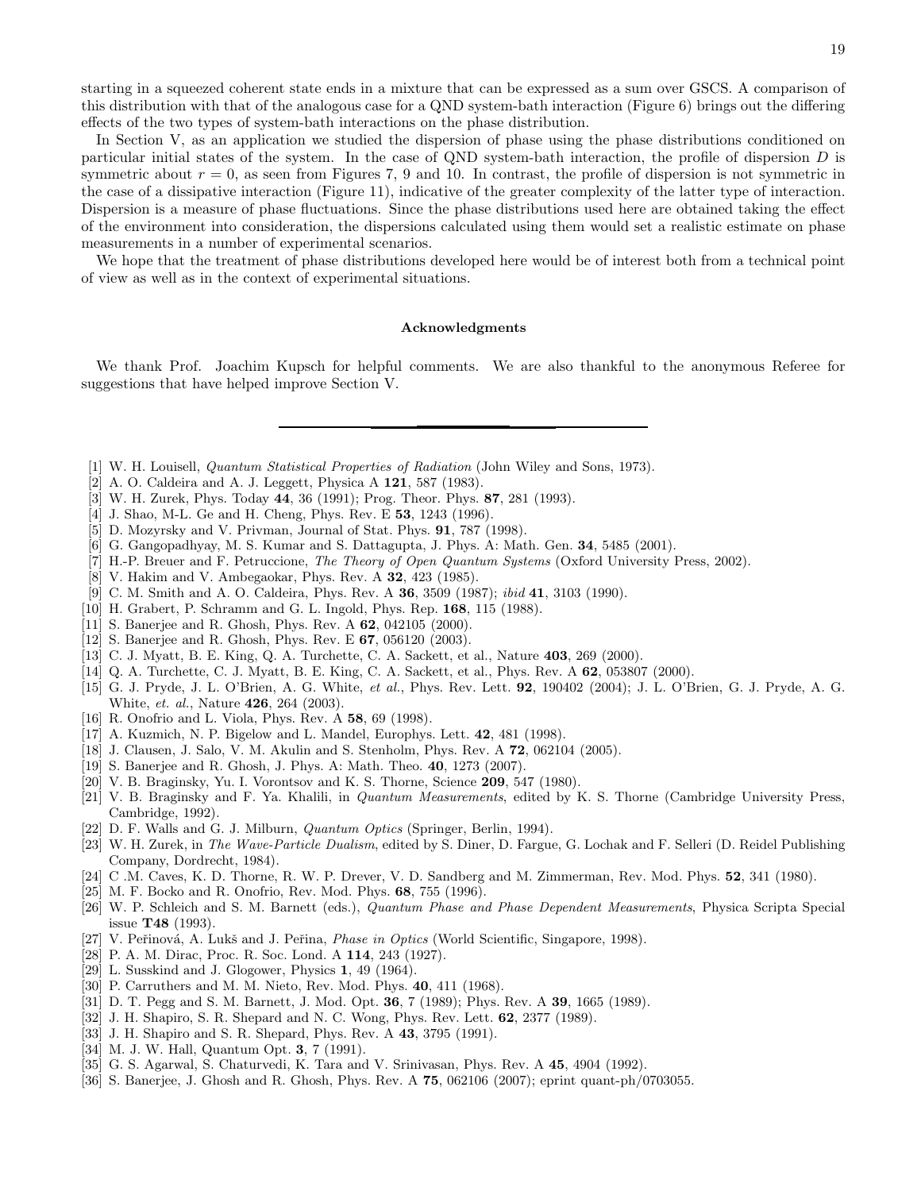starting in a squeezed coherent state ends in a mixture that can be expressed as a sum over GSCS. A comparison of this distribution with that of the analogous case for a QND system-bath interaction (Figure 6) brings out the differing effects of the two types of system-bath interactions on the phase distribution.

In Section V, as an application we studied the dispersion of phase using the phase distributions conditioned on particular initial states of the system. In the case of QND system-bath interaction, the profile of dispersion $D$ is symmetric about $r = 0$, as seen from Figures 7, 9 and 10. In contrast, the profile of dispersion is not symmetric in the case of a dissipative interaction (Figure 11), indicative of the greater complexity of the latter type of interaction. Dispersion is a measure of phase fluctuations. Since the phase distributions used here are obtained taking the effect of the environment into consideration, the dispersions calculated using them would set a realistic estimate on phase measurements in a number of experimental scenarios.

We hope that the treatment of phase distributions developed here would be of interest both from a technical point of view as well as in the context of experimental situations.

### Acknowledgments

We thank Prof. Joachim Kupsch for helpful comments. We are also thankful to the anonymous Referee for suggestions that have helped improve Section V.

---

[1] W. H. Louisell, *Quantum Statistical Properties of Radiation* (John Wiley and Sons, 1973).
[2] A. O. Caldeira and A. J. Leggett, Physica A **121**, 587 (1983).
[3] W. H. Zurek, Phys. Today **44**, 36 (1991); Prog. Theor. Phys. **87**, 281 (1993).
[4] J. Shao, M-L. Ge and H. Cheng, Phys. Rev. E **53**, 1243 (1996).
[5] D. Mozyrsky and V. Privman, Journal of Stat. Phys. **91**, 787 (1998).
[6] G. Gangopadhyay, M. S. Kumar and S. Dattagupta, J. Phys. A: Math. Gen. **34**, 5485 (2001).
[7] H.-P. Breuer and F. Petruccione, *The Theory of Open Quantum Systems* (Oxford University Press, 2002).
[8] V. Hakim and V. Ambegaokar, Phys. Rev. A **32**, 423 (1985).
[9] C. M. Smith and A. O. Caldeira, Phys. Rev. A **36**, 3509 (1987); *ibid* **41**, 3103 (1990).
[10] H. Grabert, P. Schramm and G. L. Ingold, Phys. Rep. **168**, 115 (1988).
[11] S. Banerjee and R. Ghosh, Phys. Rev. A **62**, 042105 (2000).
[12] S. Banerjee and R. Ghosh, Phys. Rev. E **67**, 056120 (2003).
[13] C. J. Myatt, B. E. King, Q. A. Turchette, C. A. Sackett, et al., Nature **403**, 269 (2000).
[14] Q. A. Turchette, C. J. Myatt, B. E. King, C. A. Sackett, et al., Phys. Rev. A **62**, 053807 (2000).
[15] G. J. Pryde, J. L. O'Brien, A. G. White, *et al.*, Phys. Rev. Lett. **92**, 190402 (2004); J. L. O'Brien, G. J. Pryde, A. G. White, *et. al.*, Nature **426**, 264 (2003).
[16] R. Onofrio and L. Viola, Phys. Rev. A **58**, 69 (1998).
[17] A. Kuzmich, N. P. Bigelow and L. Mandel, Europhys. Lett. **42**, 481 (1998).
[18] J. Clausen, J. Salo, V. M. Akulin and S. Stenholm, Phys. Rev. A **72**, 062104 (2005).
[19] S. Banerjee and R. Ghosh, J. Phys. A: Math. Theo. **40**, 1273 (2007).
[20] V. B. Braginsky, Yu. I. Vorontsov and K. S. Thorne, Science **209**, 547 (1980).
[21] V. B. Braginsky and F. Ya. Khalili, in *Quantum Measurements*, edited by K. S. Thorne (Cambridge University Press, Cambridge, 1992).
[22] D. F. Walls and G. J. Milburn, *Quantum Optics* (Springer, Berlin, 1994).
[23] W. H. Zurek, in *The Wave-Particle Dualism*, edited by S. Diner, D. Fargue, G. Lochak and F. Selleri (D. Reidel Publishing Company, Dordrecht, 1984).
[24] C .M. Caves, K. D. Thorne, R. W. P. Drever, V. D. Sandberg and M. Zimmerman, Rev. Mod. Phys. **52**, 341 (1980).
[25] M. F. Bocko and R. Onofrio, Rev. Mod. Phys. **68**, 755 (1996).
[26] W. P. Schleich and S. M. Barnett (eds.), *Quantum Phase and Phase Dependent Measurements*, Physica Scripta Special issue **T48** (1993).
[27] V. Peřinová, A. Lukš and J. Peřina, *Phase in Optics* (World Scientific, Singapore, 1998).
[28] P. A. M. Dirac, Proc. R. Soc. Lond. A **114**, 243 (1927).
[29] L. Susskind and J. Glogower, Physics **1**, 49 (1964).
[30] P. Carruthers and M. M. Nieto, Rev. Mod. Phys. **40**, 411 (1968).
[31] D. T. Pegg and S. M. Barnett, J. Mod. Opt. **36**, 7 (1989); Phys. Rev. A **39**, 1665 (1989).
[32] J. H. Shapiro, S. R. Shepard and N. C. Wong, Phys. Rev. Lett. **62**, 2377 (1989).
[33] J. H. Shapiro and S. R. Shepard, Phys. Rev. A **43**, 3795 (1991).
[34] M. J. W. Hall, Quantum Opt. **3**, 7 (1991).
[35] G. S. Agarwal, S. Chaturvedi, K. Tara and V. Srinivasan, Phys. Rev. A **45**, 4904 (1992).
[36] S. Banerjee, J. Ghosh and R. Ghosh, Phys. Rev. A **75**, 062106 (2007); eprint quant-ph/0703055.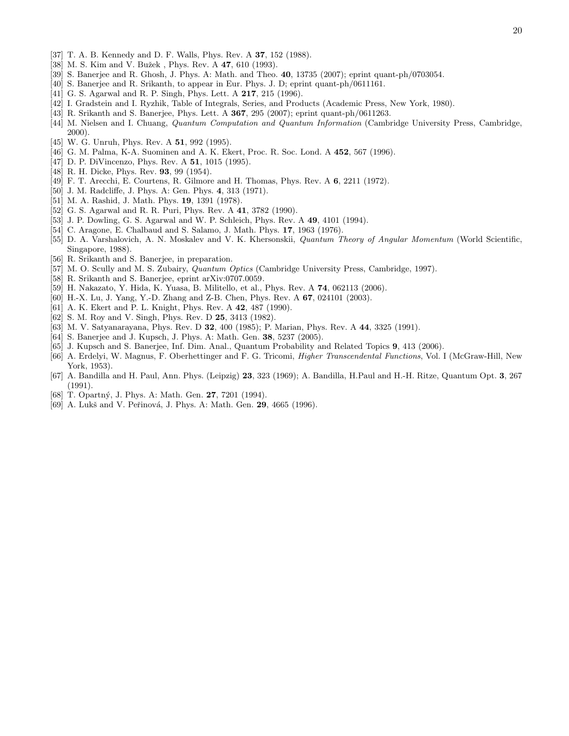[37] T. A. B. Kennedy and D. F. Walls, Phys. Rev. A **37**, 152 (1988).
[38] M. S. Kim and V. Bužek , Phys. Rev. A **47**, 610 (1993).
[39] S. Banerjee and R. Ghosh, J. Phys. A: Math. and Theo. **40**, 13735 (2007); eprint quant-ph/0703054.
[40] S. Banerjee and R. Srikanth, to appear in Eur. Phys. J. D; eprint quant-ph/0611161.
[41] G. S. Agarwal and R. P. Singh, Phys. Lett. A **217**, 215 (1996).
[42] I. Gradstein and I. Ryzhik, Table of Integrals, Series, and Products (Academic Press, New York, 1980).
[43] R. Srikanth and S. Banerjee, Phys. Lett. A **367**, 295 (2007); eprint quant-ph/0611263.
[44] M. Nielsen and I. Chuang, *Quantum Computation and Quantum Information* (Cambridge University Press, Cambridge, 2000).
[45] W. G. Unruh, Phys. Rev. A **51**, 992 (1995).
[46] G. M. Palma, K-A. Suominen and A. K. Ekert, Proc. R. Soc. Lond. A **452**, 567 (1996).
[47] D. P. DiVincenzo, Phys. Rev. A **51**, 1015 (1995).
[48] R. H. Dicke, Phys. Rev. **93**, 99 (1954).
[49] F. T. Arecchi, E. Courtens, R. Gilmore and H. Thomas, Phys. Rev. A **6**, 2211 (1972).
[50] J. M. Radcliffe, J. Phys. A: Gen. Phys. **4**, 313 (1971).
[51] M. A. Rashid, J. Math. Phys. **19**, 1391 (1978).
[52] G. S. Agarwal and R. R. Puri, Phys. Rev. A **41**, 3782 (1990).
[53] J. P. Dowling, G. S. Agarwal and W. P. Schleich, Phys. Rev. A **49**, 4101 (1994).
[54] C. Aragone, E. Chalbaud and S. Salamo, J. Math. Phys. **17**, 1963 (1976).
[55] D. A. Varshalovich, A. N. Moskalev and V. K. Khersonskii, *Quantum Theory of Angular Momentum* (World Scientific, Singapore, 1988).
[56] R. Srikanth and S. Banerjee, in preparation.
[57] M. O. Scully and M. S. Zubairy, *Quantum Optics* (Cambridge University Press, Cambridge, 1997).
[58] R. Srikanth and S. Banerjee, eprint arXiv:0707.0059.
[59] H. Nakazato, Y. Hida, K. Yuasa, B. Militello, et al., Phys. Rev. A **74**, 062113 (2006).
[60] H.-X. Lu, J. Yang, Y.-D. Zhang and Z-B. Chen, Phys. Rev. A **67**, 024101 (2003).
[61] A. K. Ekert and P. L. Knight, Phys. Rev. A **42**, 487 (1990).
[62] S. M. Roy and V. Singh, Phys. Rev. D **25**, 3413 (1982).
[63] M. V. Satyanarayana, Phys. Rev. D **32**, 400 (1985); P. Marian, Phys. Rev. A **44**, 3325 (1991).
[64] S. Banerjee and J. Kupsch, J. Phys. A: Math. Gen. **38**, 5237 (2005).
[65] J. Kupsch and S. Banerjee, Inf. Dim. Anal., Quantum Probability and Related Topics **9**, 413 (2006).
[66] A. Erdelyi, W. Magnus, F. Oberhettinger and F. G. Tricomi, *Higher Transcendental Functions*, Vol. I (McGraw-Hill, New York, 1953).
[67] A. Bandilla and H. Paul, Ann. Phys. (Leipzig) **23**, 323 (1969); A. Bandilla, H.Paul and H.-H. Ritze, Quantum Opt. **3**, 267 (1991).
[68] T. Opartný, J. Phys. A: Math. Gen. **27**, 7201 (1994).
[69] A. Lukš and V. Peřinová, J. Phys. A: Math. Gen. **29**, 4665 (1996).